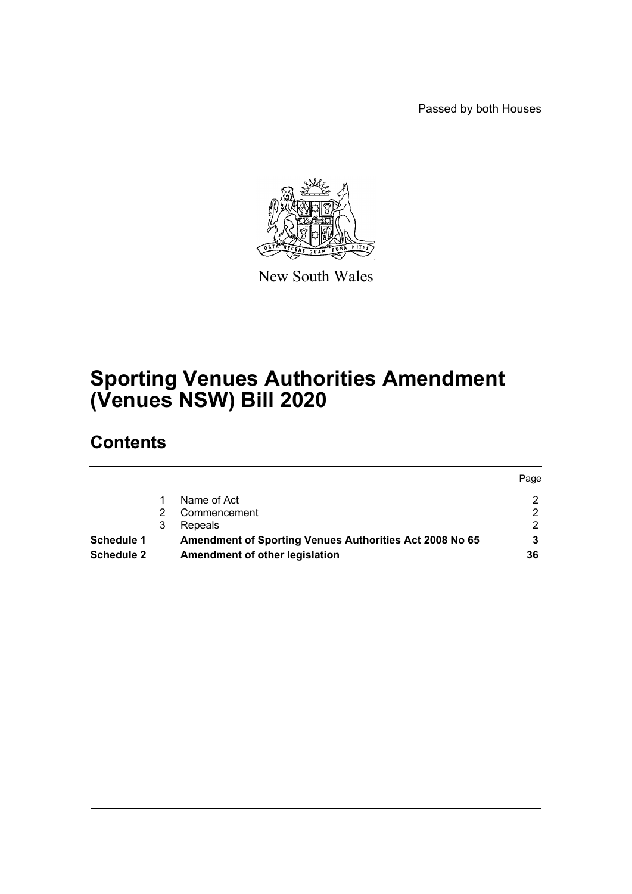Passed by both Houses

New South Wales

# Sporting Venues Authorities Amendment (Venues NSW) Bill 2020

## Contents

| | | | Page |
|---|---|---|---|
| | 1 | Name of Act | 2 |
| | 2 | Commencement | 2 |
| | 3 | Repeals | 2 |
| **Schedule 1** | | **Amendment of Sporting Venues Authorities Act 2008 No 65** | **3** |
| **Schedule 2** | | **Amendment of other legislation** | **36** |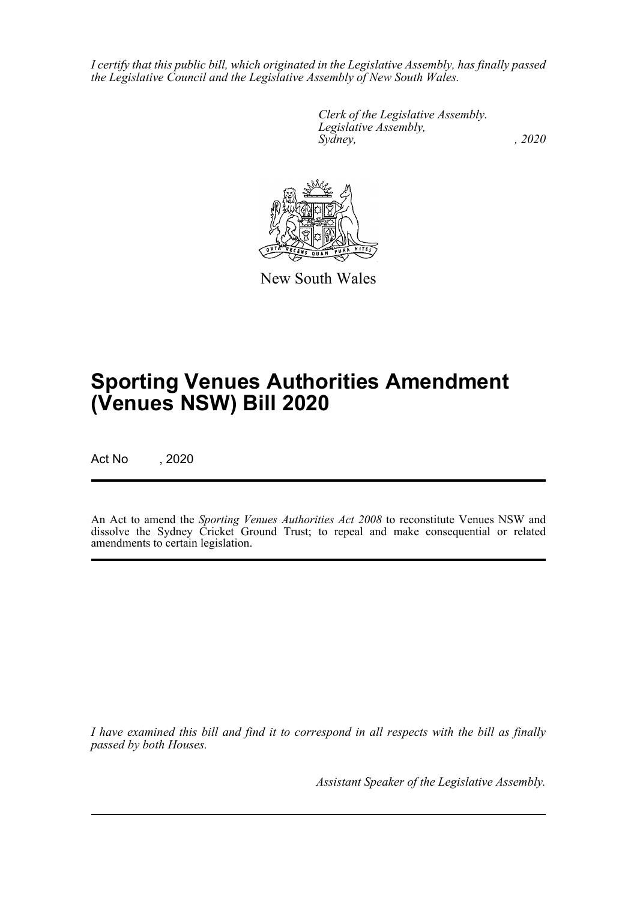*I certify that this public bill, which originated in the Legislative Assembly, has finally passed the Legislative Council and the Legislative Assembly of New South Wales.*

*Clerk of the Legislative Assembly.*
*Legislative Assembly,*
*Sydney, , 2020*

New South Wales

# Sporting Venues Authorities Amendment (Venues NSW) Bill 2020

Act No , 2020

An Act to amend the *Sporting Venues Authorities Act 2008* to reconstitute Venues NSW and dissolve the Sydney Cricket Ground Trust; to repeal and make consequential or related amendments to certain legislation.

*I have examined this bill and find it to correspond in all respects with the bill as finally passed by both Houses.*

*Assistant Speaker of the Legislative Assembly.*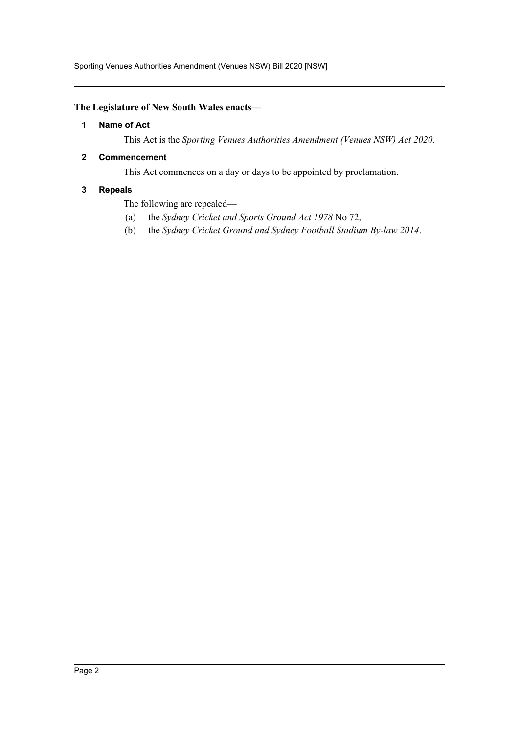**The Legislature of New South Wales enacts—**

## 1 Name of Act

This Act is the *Sporting Venues Authorities Amendment (Venues NSW) Act 2020*.

## 2 Commencement

This Act commences on a day or days to be appointed by proclamation.

## 3 Repeals

The following are repealed—

(a) the *Sydney Cricket and Sports Ground Act 1978* No 72,

(b) the *Sydney Cricket Ground and Sydney Football Stadium By-law 2014*.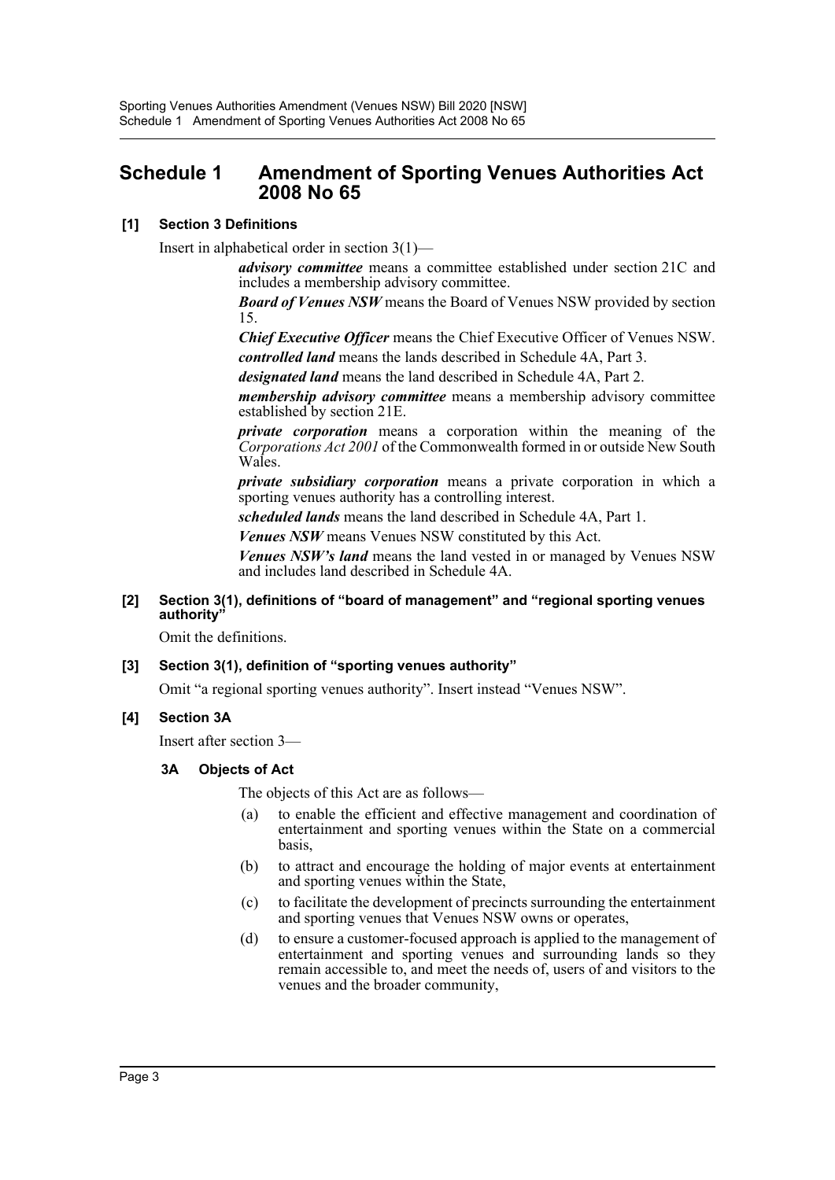# Schedule 1 Amendment of Sporting Venues Authorities Act 2008 No 65

**[1] Section 3 Definitions**

Insert in alphabetical order in section 3(1)—

***advisory committee*** means a committee established under section 21C and includes a membership advisory committee.

***Board of Venues NSW*** means the Board of Venues NSW provided by section 15.

***Chief Executive Officer*** means the Chief Executive Officer of Venues NSW.

***controlled land*** means the lands described in Schedule 4A, Part 3.

***designated land*** means the land described in Schedule 4A, Part 2.

***membership advisory committee*** means a membership advisory committee established by section 21E.

***private corporation*** means a corporation within the meaning of the *Corporations Act 2001* of the Commonwealth formed in or outside New South Wales.

***private subsidiary corporation*** means a private corporation in which a sporting venues authority has a controlling interest.

***scheduled lands*** means the land described in Schedule 4A, Part 1.

***Venues NSW*** means Venues NSW constituted by this Act.

***Venues NSW's land*** means the land vested in or managed by Venues NSW and includes land described in Schedule 4A.

**[2] Section 3(1), definitions of "board of management" and "regional sporting venues authority"**

Omit the definitions.

**[3] Section 3(1), definition of "sporting venues authority"**

Omit "a regional sporting venues authority". Insert instead "Venues NSW".

**[4] Section 3A**

Insert after section 3—

**3A Objects of Act**

The objects of this Act are as follows—

(a) to enable the efficient and effective management and coordination of entertainment and sporting venues within the State on a commercial basis,

(b) to attract and encourage the holding of major events at entertainment and sporting venues within the State,

(c) to facilitate the development of precincts surrounding the entertainment and sporting venues that Venues NSW owns or operates,

(d) to ensure a customer-focused approach is applied to the management of entertainment and sporting venues and surrounding lands so they remain accessible to, and meet the needs of, users of and visitors to the venues and the broader community,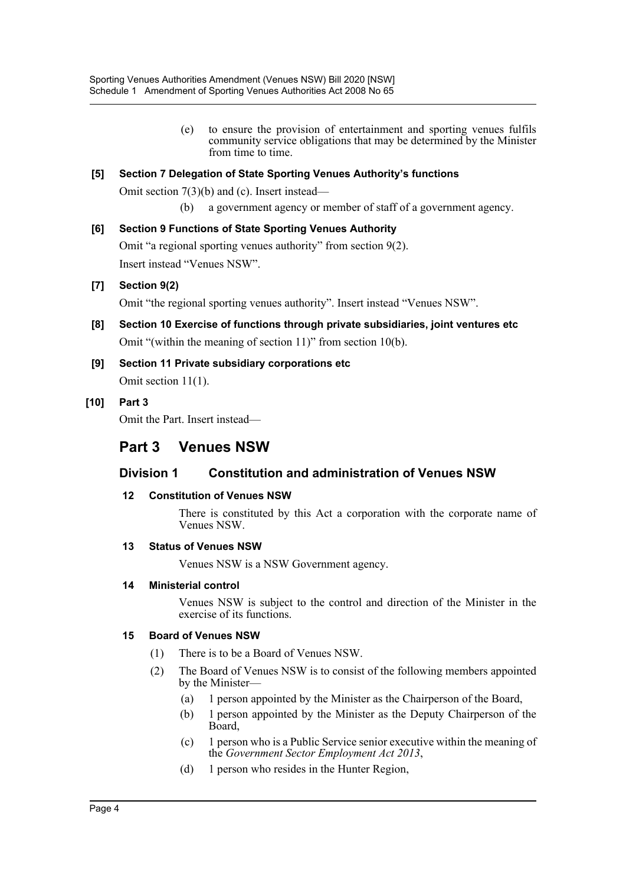(e) to ensure the provision of entertainment and sporting venues fulfils community service obligations that may be determined by the Minister from time to time.

**[5] Section 7 Delegation of State Sporting Venues Authority's functions**

Omit section 7(3)(b) and (c). Insert instead—

(b) a government agency or member of staff of a government agency.

**[6] Section 9 Functions of State Sporting Venues Authority**

Omit "a regional sporting venues authority" from section 9(2).

Insert instead "Venues NSW".

**[7] Section 9(2)**

Omit "the regional sporting venues authority". Insert instead "Venues NSW".

**[8] Section 10 Exercise of functions through private subsidiaries, joint ventures etc**

Omit "(within the meaning of section 11)" from section 10(b).

**[9] Section 11 Private subsidiary corporations etc**

Omit section 11(1).

**[10] Part 3**

Omit the Part. Insert instead—

# Part 3 Venues NSW

## Division 1 Constitution and administration of Venues NSW

### 12 Constitution of Venues NSW

There is constituted by this Act a corporation with the corporate name of Venues NSW.

### 13 Status of Venues NSW

Venues NSW is a NSW Government agency.

### 14 Ministerial control

Venues NSW is subject to the control and direction of the Minister in the exercise of its functions.

### 15 Board of Venues NSW

(1) There is to be a Board of Venues NSW.

(2) The Board of Venues NSW is to consist of the following members appointed by the Minister—

(a) 1 person appointed by the Minister as the Chairperson of the Board,

(b) 1 person appointed by the Minister as the Deputy Chairperson of the Board,

(c) 1 person who is a Public Service senior executive within the meaning of the *Government Sector Employment Act 2013*,

(d) 1 person who resides in the Hunter Region,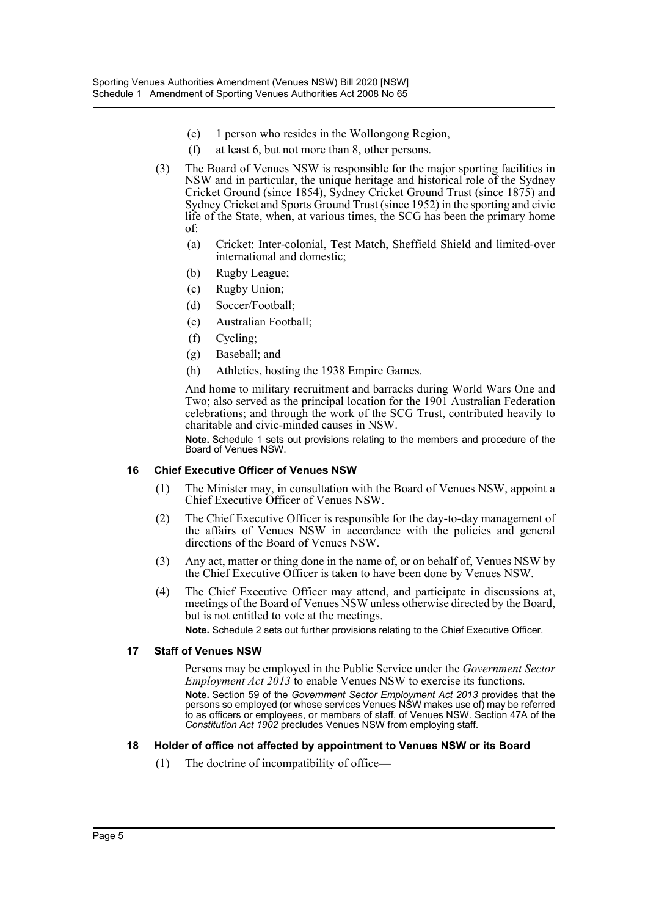(e) 1 person who resides in the Wollongong Region,

(f) at least 6, but not more than 8, other persons.

(3) The Board of Venues NSW is responsible for the major sporting facilities in NSW and in particular, the unique heritage and historical role of the Sydney Cricket Ground (since 1854), Sydney Cricket Ground Trust (since 1875) and Sydney Cricket and Sports Ground Trust (since 1952) in the sporting and civic life of the State, when, at various times, the SCG has been the primary home of:

(a) Cricket: Inter-colonial, Test Match, Sheffield Shield and limited-over international and domestic;

(b) Rugby League;

(c) Rugby Union;

(d) Soccer/Football;

(e) Australian Football;

(f) Cycling;

(g) Baseball; and

(h) Athletics, hosting the 1938 Empire Games.

And home to military recruitment and barracks during World Wars One and Two; also served as the principal location for the 1901 Australian Federation celebrations; and through the work of the SCG Trust, contributed heavily to charitable and civic-minded causes in NSW.

**Note.** Schedule 1 sets out provisions relating to the members and procedure of the Board of Venues NSW.

### 16 Chief Executive Officer of Venues NSW

(1) The Minister may, in consultation with the Board of Venues NSW, appoint a Chief Executive Officer of Venues NSW.

(2) The Chief Executive Officer is responsible for the day-to-day management of the affairs of Venues NSW in accordance with the policies and general directions of the Board of Venues NSW.

(3) Any act, matter or thing done in the name of, or on behalf of, Venues NSW by the Chief Executive Officer is taken to have been done by Venues NSW.

(4) The Chief Executive Officer may attend, and participate in discussions at, meetings of the Board of Venues NSW unless otherwise directed by the Board, but is not entitled to vote at the meetings.

**Note.** Schedule 2 sets out further provisions relating to the Chief Executive Officer.

### 17 Staff of Venues NSW

Persons may be employed in the Public Service under the *Government Sector Employment Act 2013* to enable Venues NSW to exercise its functions.

**Note.** Section 59 of the *Government Sector Employment Act 2013* provides that the persons so employed (or whose services Venues NSW makes use of) may be referred to as officers or employees, or members of staff, of Venues NSW. Section 47A of the *Constitution Act 1902* precludes Venues NSW from employing staff.

### 18 Holder of office not affected by appointment to Venues NSW or its Board

(1) The doctrine of incompatibility of office—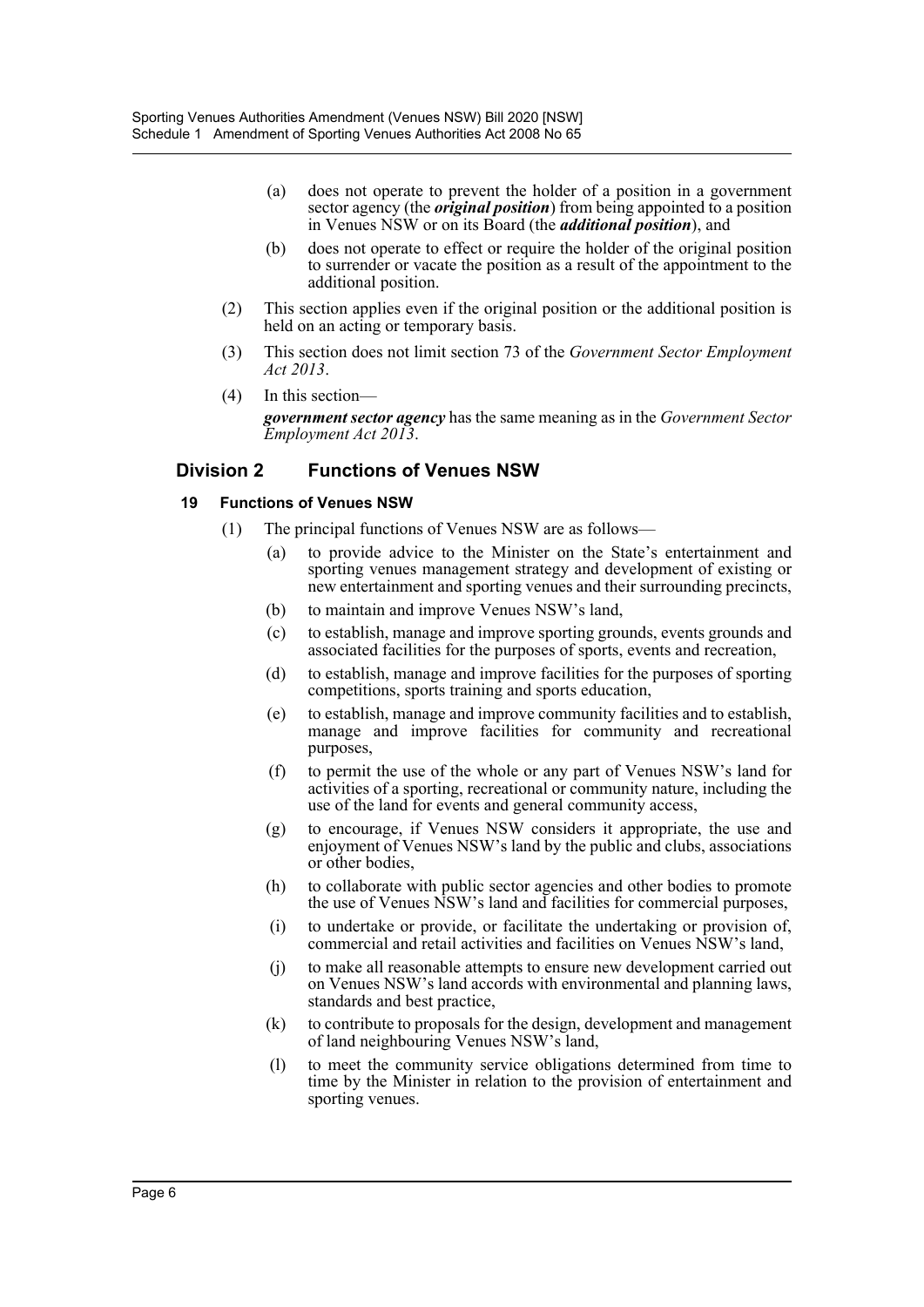(a) does not operate to prevent the holder of a position in a government sector agency (the ***original position***) from being appointed to a position in Venues NSW or on its Board (the ***additional position***), and

(b) does not operate to effect or require the holder of the original position to surrender or vacate the position as a result of the appointment to the additional position.

(2) This section applies even if the original position or the additional position is held on an acting or temporary basis.

(3) This section does not limit section 73 of the *Government Sector Employment Act 2013*.

(4) In this section—

***government sector agency*** has the same meaning as in the *Government Sector Employment Act 2013*.

## Division 2 Functions of Venues NSW

### 19 Functions of Venues NSW

(1) The principal functions of Venues NSW are as follows—

(a) to provide advice to the Minister on the State's entertainment and sporting venues management strategy and development of existing or new entertainment and sporting venues and their surrounding precincts,

(b) to maintain and improve Venues NSW's land,

(c) to establish, manage and improve sporting grounds, events grounds and associated facilities for the purposes of sports, events and recreation,

(d) to establish, manage and improve facilities for the purposes of sporting competitions, sports training and sports education,

(e) to establish, manage and improve community facilities and to establish, manage and improve facilities for community and recreational purposes,

(f) to permit the use of the whole or any part of Venues NSW's land for activities of a sporting, recreational or community nature, including the use of the land for events and general community access,

(g) to encourage, if Venues NSW considers it appropriate, the use and enjoyment of Venues NSW's land by the public and clubs, associations or other bodies,

(h) to collaborate with public sector agencies and other bodies to promote the use of Venues NSW's land and facilities for commercial purposes,

(i) to undertake or provide, or facilitate the undertaking or provision of, commercial and retail activities and facilities on Venues NSW's land,

(j) to make all reasonable attempts to ensure new development carried out on Venues NSW's land accords with environmental and planning laws, standards and best practice,

(k) to contribute to proposals for the design, development and management of land neighbouring Venues NSW's land,

(l) to meet the community service obligations determined from time to time by the Minister in relation to the provision of entertainment and sporting venues.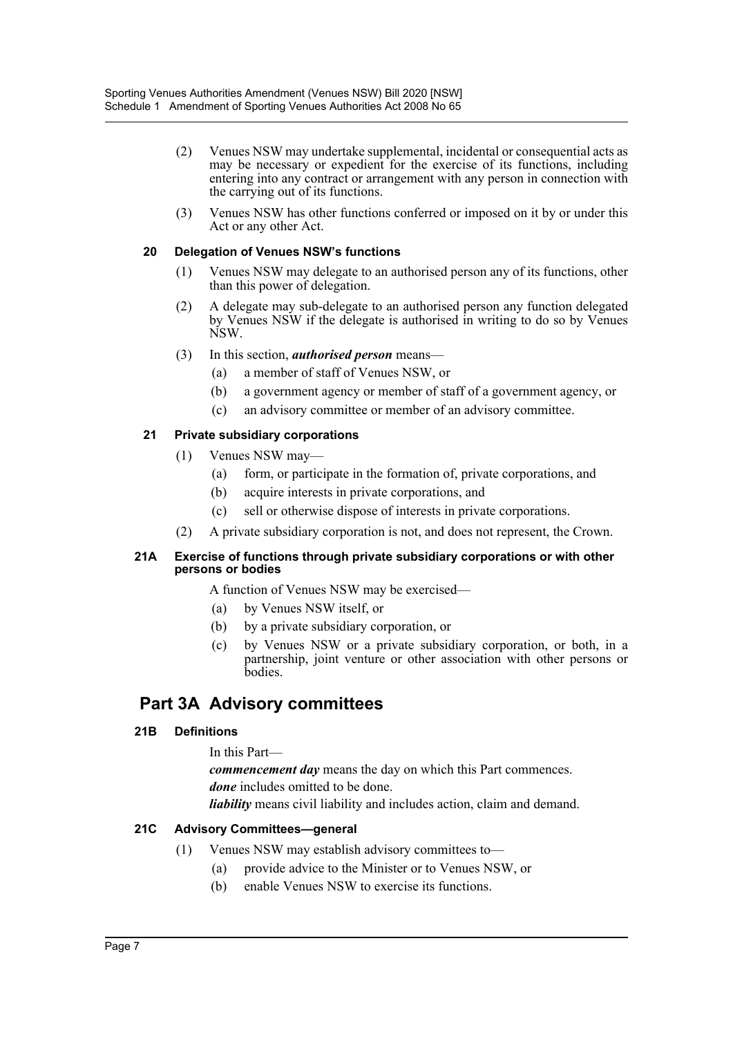(2) Venues NSW may undertake supplemental, incidental or consequential acts as may be necessary or expedient for the exercise of its functions, including entering into any contract or arrangement with any person in connection with the carrying out of its functions.

(3) Venues NSW has other functions conferred or imposed on it by or under this Act or any other Act.

### 20 Delegation of Venues NSW's functions

(1) Venues NSW may delegate to an authorised person any of its functions, other than this power of delegation.

(2) A delegate may sub-delegate to an authorised person any function delegated by Venues NSW if the delegate is authorised in writing to do so by Venues NSW.

(3) In this section, ***authorised person*** means—

- (a) a member of staff of Venues NSW, or
- (b) a government agency or member of staff of a government agency, or
- (c) an advisory committee or member of an advisory committee.

### 21 Private subsidiary corporations

(1) Venues NSW may—

- (a) form, or participate in the formation of, private corporations, and
- (b) acquire interests in private corporations, and
- (c) sell or otherwise dispose of interests in private corporations.

(2) A private subsidiary corporation is not, and does not represent, the Crown.

### 21A Exercise of functions through private subsidiary corporations or with other persons or bodies

A function of Venues NSW may be exercised—

- (a) by Venues NSW itself, or
- (b) by a private subsidiary corporation, or
- (c) by Venues NSW or a private subsidiary corporation, or both, in a partnership, joint venture or other association with other persons or bodies.

## Part 3A Advisory committees

### 21B Definitions

In this Part—

***commencement day*** means the day on which this Part commences.

***done*** includes omitted to be done.

***liability*** means civil liability and includes action, claim and demand.

### 21C Advisory Committees—general

(1) Venues NSW may establish advisory committees to—

- (a) provide advice to the Minister or to Venues NSW, or
- (b) enable Venues NSW to exercise its functions.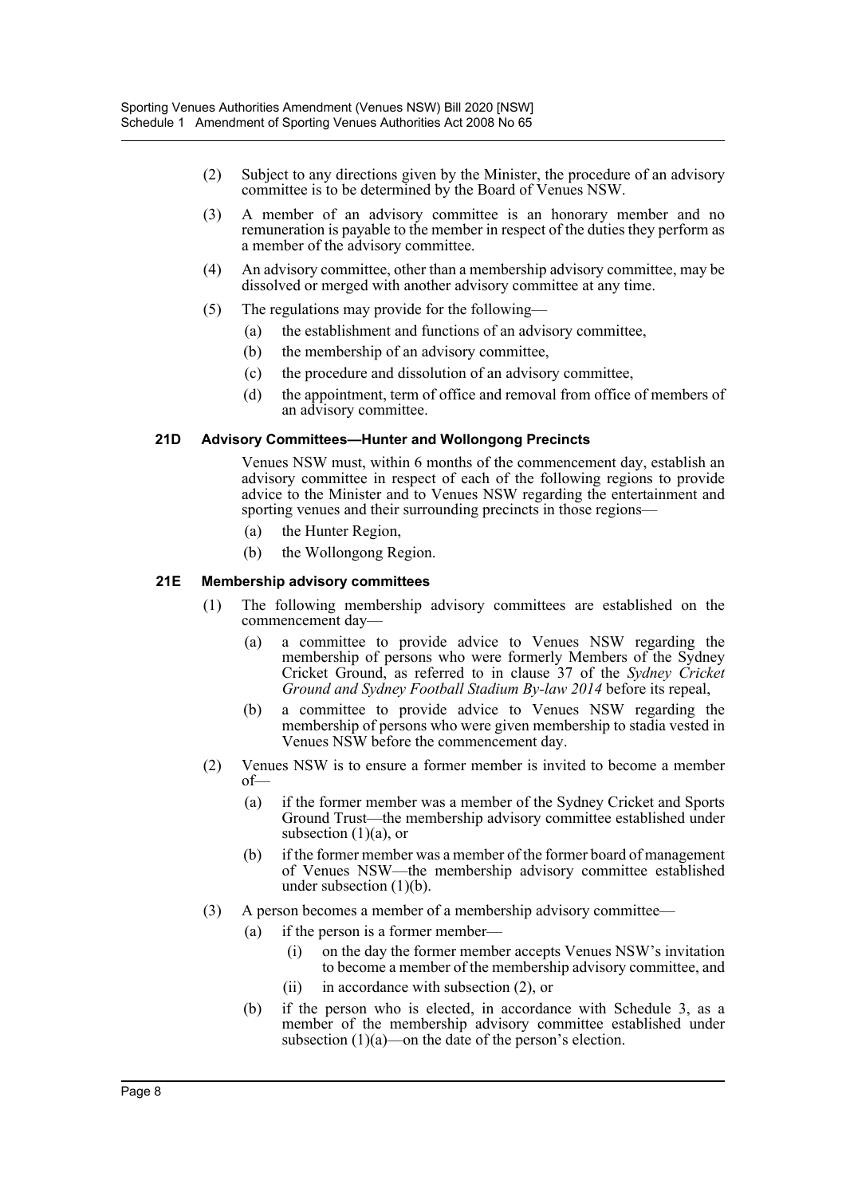(2) Subject to any directions given by the Minister, the procedure of an advisory committee is to be determined by the Board of Venues NSW.

(3) A member of an advisory committee is an honorary member and no remuneration is payable to the member in respect of the duties they perform as a member of the advisory committee.

(4) An advisory committee, other than a membership advisory committee, may be dissolved or merged with another advisory committee at any time.

(5) The regulations may provide for the following—

(a) the establishment and functions of an advisory committee,

(b) the membership of an advisory committee,

(c) the procedure and dissolution of an advisory committee,

(d) the appointment, term of office and removal from office of members of an advisory committee.

**21D Advisory Committees—Hunter and Wollongong Precincts**

Venues NSW must, within 6 months of the commencement day, establish an advisory committee in respect of each of the following regions to provide advice to the Minister and to Venues NSW regarding the entertainment and sporting venues and their surrounding precincts in those regions—

(a) the Hunter Region,

(b) the Wollongong Region.

**21E Membership advisory committees**

(1) The following membership advisory committees are established on the commencement day—

(a) a committee to provide advice to Venues NSW regarding the membership of persons who were formerly Members of the Sydney Cricket Ground, as referred to in clause 37 of the *Sydney Cricket Ground and Sydney Football Stadium By-law 2014* before its repeal,

(b) a committee to provide advice to Venues NSW regarding the membership of persons who were given membership to stadia vested in Venues NSW before the commencement day.

(2) Venues NSW is to ensure a former member is invited to become a member of—

(a) if the former member was a member of the Sydney Cricket and Sports Ground Trust—the membership advisory committee established under subsection (1)(a), or

(b) if the former member was a member of the former board of management of Venues NSW—the membership advisory committee established under subsection (1)(b).

(3) A person becomes a member of a membership advisory committee—

(a) if the person is a former member—

(i) on the day the former member accepts Venues NSW's invitation to become a member of the membership advisory committee, and

(ii) in accordance with subsection (2), or

(b) if the person who is elected, in accordance with Schedule 3, as a member of the membership advisory committee established under subsection (1)(a)—on the date of the person's election.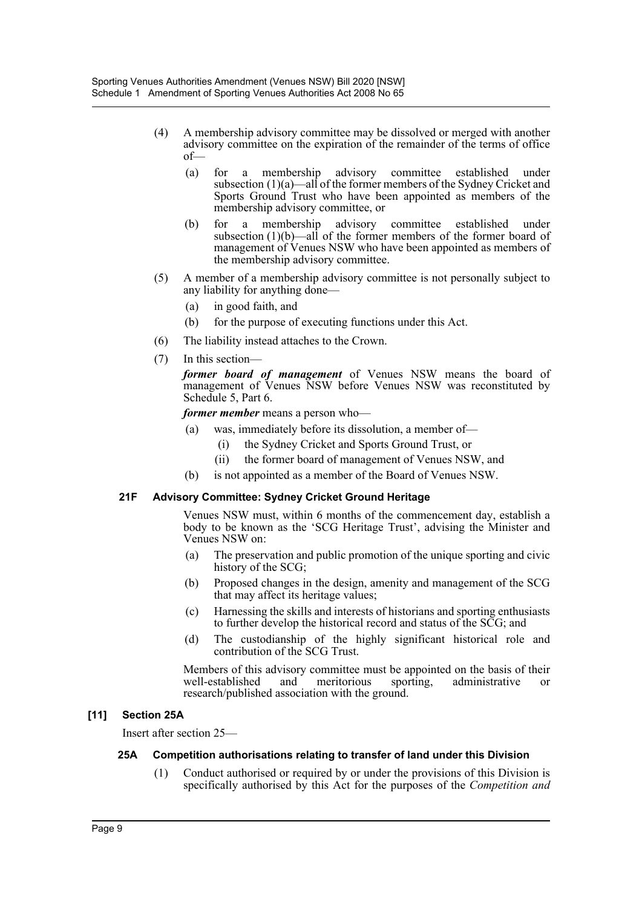(4) A membership advisory committee may be dissolved or merged with another advisory committee on the expiration of the remainder of the terms of office of—

(a) for a membership advisory committee established under subsection (1)(a)—all of the former members of the Sydney Cricket and Sports Ground Trust who have been appointed as members of the membership advisory committee, or

(b) for a membership advisory committee established under subsection (1)(b)—all of the former members of the former board of management of Venues NSW who have been appointed as members of the membership advisory committee.

(5) A member of a membership advisory committee is not personally subject to any liability for anything done—

(a) in good faith, and

(b) for the purpose of executing functions under this Act.

(6) The liability instead attaches to the Crown.

(7) In this section—

***former board of management*** of Venues NSW means the board of management of Venues NSW before Venues NSW was reconstituted by Schedule 5, Part 6.

***former member*** means a person who—

(a) was, immediately before its dissolution, a member of—

(i) the Sydney Cricket and Sports Ground Trust, or

(ii) the former board of management of Venues NSW, and

(b) is not appointed as a member of the Board of Venues NSW.

**21F Advisory Committee: Sydney Cricket Ground Heritage**

Venues NSW must, within 6 months of the commencement day, establish a body to be known as the 'SCG Heritage Trust', advising the Minister and Venues NSW on:

(a) The preservation and public promotion of the unique sporting and civic history of the SCG;

(b) Proposed changes in the design, amenity and management of the SCG that may affect its heritage values;

(c) Harnessing the skills and interests of historians and sporting enthusiasts to further develop the historical record and status of the SCG; and

(d) The custodianship of the highly significant historical role and contribution of the SCG Trust.

Members of this advisory committee must be appointed on the basis of their well-established and meritorious sporting, administrative or research/published association with the ground.

**[11] Section 25A**

Insert after section 25—

**25A Competition authorisations relating to transfer of land under this Division**

(1) Conduct authorised or required by or under the provisions of this Division is specifically authorised by this Act for the purposes of the *Competition and*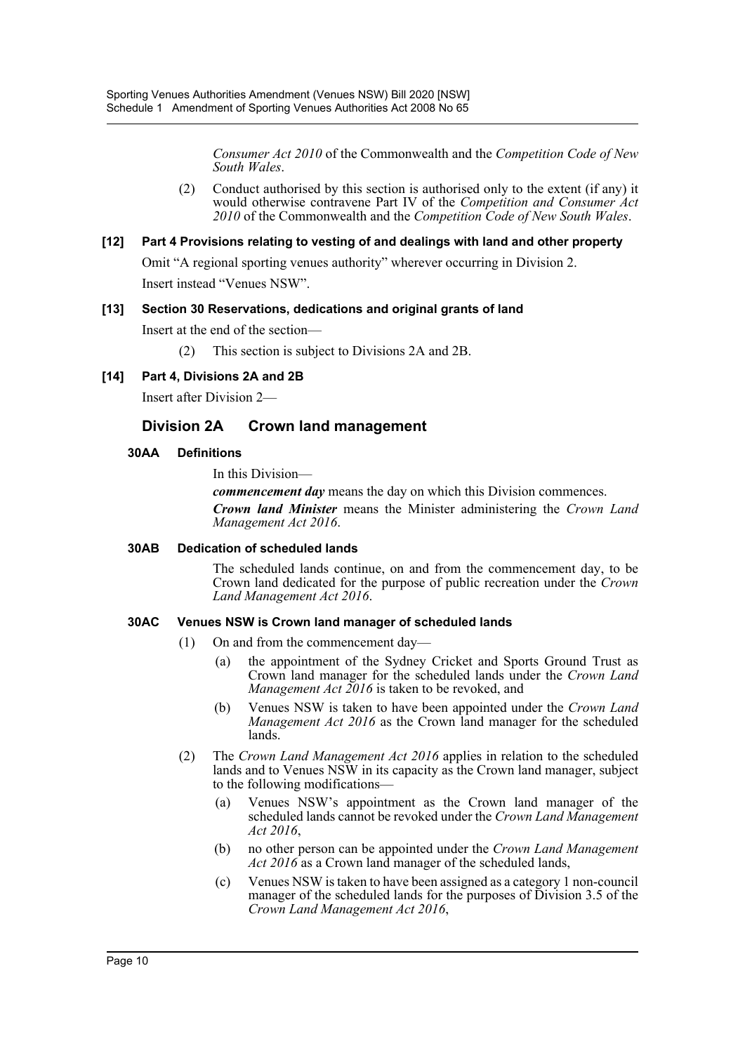*Consumer Act 2010* of the Commonwealth and the *Competition Code of New South Wales*.

(2) Conduct authorised by this section is authorised only to the extent (if any) it would otherwise contravene Part IV of the *Competition and Consumer Act 2010* of the Commonwealth and the *Competition Code of New South Wales*.

**[12] Part 4 Provisions relating to vesting of and dealings with land and other property**

Omit "A regional sporting venues authority" wherever occurring in Division 2.

Insert instead "Venues NSW".

**[13] Section 30 Reservations, dedications and original grants of land**

Insert at the end of the section—

(2) This section is subject to Divisions 2A and 2B.

**[14] Part 4, Divisions 2A and 2B**

Insert after Division 2—

## Division 2A Crown land management

**30AA Definitions**

In this Division—

***commencement day*** means the day on which this Division commences.

***Crown land Minister*** means the Minister administering the *Crown Land Management Act 2016*.

**30AB Dedication of scheduled lands**

The scheduled lands continue, on and from the commencement day, to be Crown land dedicated for the purpose of public recreation under the *Crown Land Management Act 2016*.

**30AC Venues NSW is Crown land manager of scheduled lands**

(1) On and from the commencement day—

(a) the appointment of the Sydney Cricket and Sports Ground Trust as Crown land manager for the scheduled lands under the *Crown Land Management Act 2016* is taken to be revoked, and

(b) Venues NSW is taken to have been appointed under the *Crown Land Management Act 2016* as the Crown land manager for the scheduled lands.

(2) The *Crown Land Management Act 2016* applies in relation to the scheduled lands and to Venues NSW in its capacity as the Crown land manager, subject to the following modifications—

(a) Venues NSW's appointment as the Crown land manager of the scheduled lands cannot be revoked under the *Crown Land Management Act 2016*,

(b) no other person can be appointed under the *Crown Land Management Act 2016* as a Crown land manager of the scheduled lands,

(c) Venues NSW is taken to have been assigned as a category 1 non-council manager of the scheduled lands for the purposes of Division 3.5 of the *Crown Land Management Act 2016*,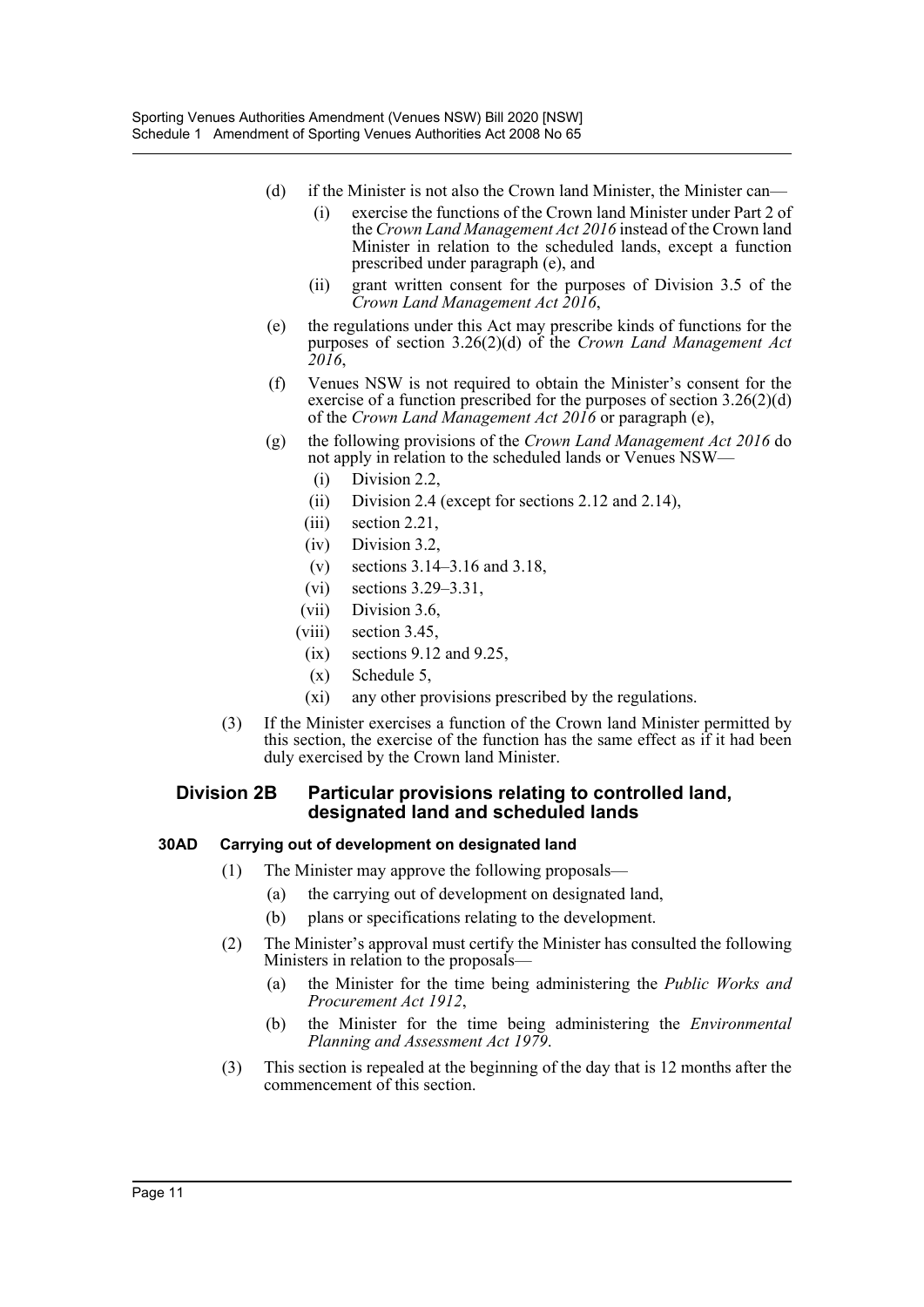(d) if the Minister is not also the Crown land Minister, the Minister can—

(i) exercise the functions of the Crown land Minister under Part 2 of the *Crown Land Management Act 2016* instead of the Crown land Minister in relation to the scheduled lands, except a function prescribed under paragraph (e), and

(ii) grant written consent for the purposes of Division 3.5 of the *Crown Land Management Act 2016*,

(e) the regulations under this Act may prescribe kinds of functions for the purposes of section 3.26(2)(d) of the *Crown Land Management Act 2016*,

(f) Venues NSW is not required to obtain the Minister's consent for the exercise of a function prescribed for the purposes of section 3.26(2)(d) of the *Crown Land Management Act 2016* or paragraph (e),

(g) the following provisions of the *Crown Land Management Act 2016* do not apply in relation to the scheduled lands or Venues NSW—

(i) Division 2.2,

(ii) Division 2.4 (except for sections 2.12 and 2.14),

(iii) section 2.21,

(iv) Division 3.2,

(v) sections 3.14–3.16 and 3.18,

(vi) sections 3.29–3.31,

(vii) Division 3.6,

(viii) section 3.45,

(ix) sections 9.12 and 9.25,

(x) Schedule 5,

(xi) any other provisions prescribed by the regulations.

(3) If the Minister exercises a function of the Crown land Minister permitted by this section, the exercise of the function has the same effect as if it had been duly exercised by the Crown land Minister.

## Division 2B Particular provisions relating to controlled land, designated land and scheduled lands

### 30AD Carrying out of development on designated land

(1) The Minister may approve the following proposals—

(a) the carrying out of development on designated land,

(b) plans or specifications relating to the development.

(2) The Minister's approval must certify the Minister has consulted the following Ministers in relation to the proposals—

(a) the Minister for the time being administering the *Public Works and Procurement Act 1912*,

(b) the Minister for the time being administering the *Environmental Planning and Assessment Act 1979*.

(3) This section is repealed at the beginning of the day that is 12 months after the commencement of this section.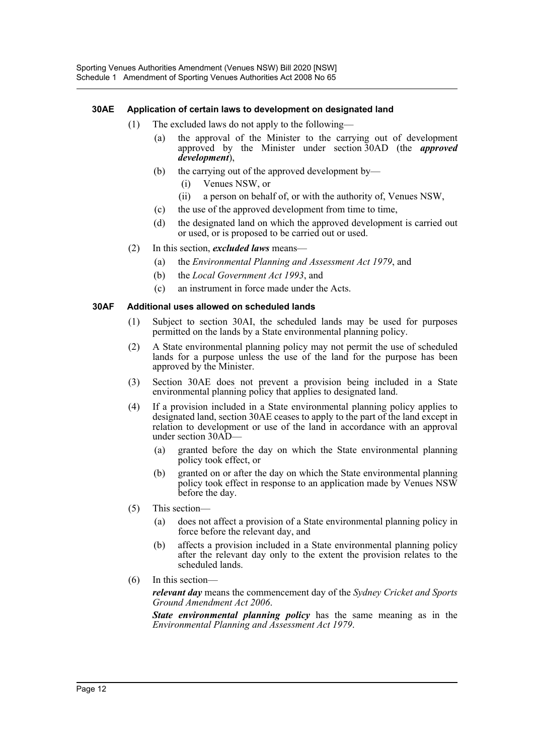#### 30AE Application of certain laws to development on designated land

(1) The excluded laws do not apply to the following—

(a) the approval of the Minister to the carrying out of development approved by the Minister under section 30AD (the ***approved development***),

(b) the carrying out of the approved development by—

(i) Venues NSW, or

(ii) a person on behalf of, or with the authority of, Venues NSW,

(c) the use of the approved development from time to time,

(d) the designated land on which the approved development is carried out or used, or is proposed to be carried out or used.

(2) In this section, ***excluded laws*** means—

(a) the *Environmental Planning and Assessment Act 1979*, and

(b) the *Local Government Act 1993*, and

(c) an instrument in force made under the Acts.

#### 30AF Additional uses allowed on scheduled lands

(1) Subject to section 30AI, the scheduled lands may be used for purposes permitted on the lands by a State environmental planning policy.

(2) A State environmental planning policy may not permit the use of scheduled lands for a purpose unless the use of the land for the purpose has been approved by the Minister.

(3) Section 30AE does not prevent a provision being included in a State environmental planning policy that applies to designated land.

(4) If a provision included in a State environmental planning policy applies to designated land, section 30AE ceases to apply to the part of the land except in relation to development or use of the land in accordance with an approval under section 30AD—

(a) granted before the day on which the State environmental planning policy took effect, or

(b) granted on or after the day on which the State environmental planning policy took effect in response to an application made by Venues NSW before the day.

(5) This section—

(a) does not affect a provision of a State environmental planning policy in force before the relevant day, and

(b) affects a provision included in a State environmental planning policy after the relevant day only to the extent the provision relates to the scheduled lands.

(6) In this section—

***relevant day*** means the commencement day of the *Sydney Cricket and Sports Ground Amendment Act 2006*.

***State environmental planning policy*** has the same meaning as in the *Environmental Planning and Assessment Act 1979*.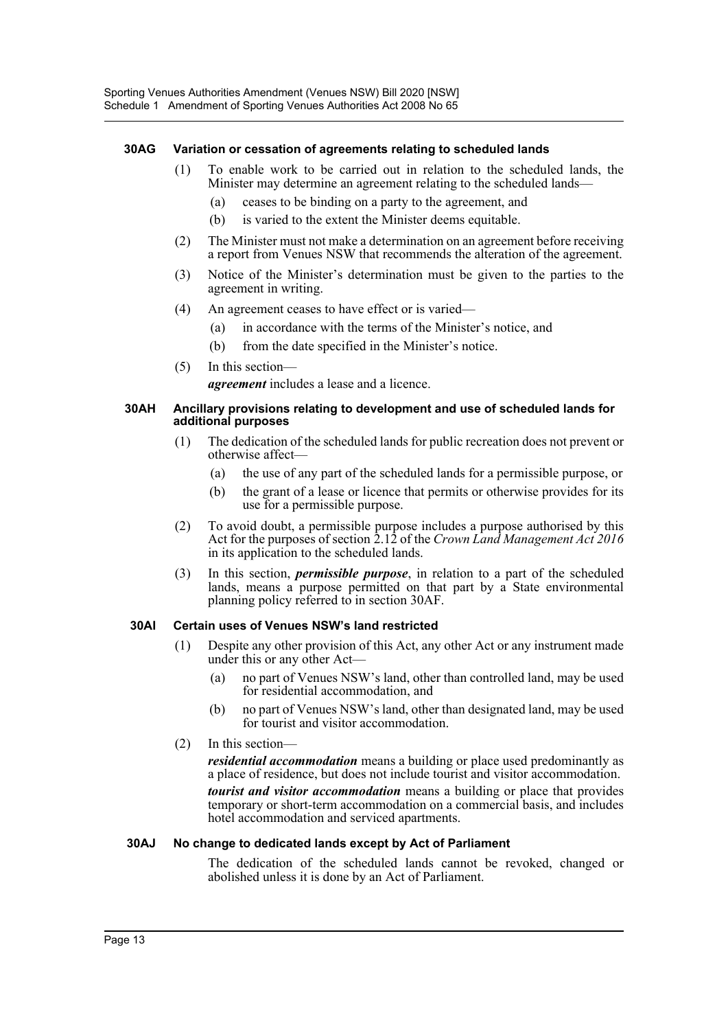#### 30AG Variation or cessation of agreements relating to scheduled lands

(1) To enable work to be carried out in relation to the scheduled lands, the Minister may determine an agreement relating to the scheduled lands—

(a) ceases to be binding on a party to the agreement, and

(b) is varied to the extent the Minister deems equitable.

(2) The Minister must not make a determination on an agreement before receiving a report from Venues NSW that recommends the alteration of the agreement.

(3) Notice of the Minister's determination must be given to the parties to the agreement in writing.

(4) An agreement ceases to have effect or is varied—

(a) in accordance with the terms of the Minister's notice, and

(b) from the date specified in the Minister's notice.

(5) In this section—

***agreement*** includes a lease and a licence.

#### 30AH Ancillary provisions relating to development and use of scheduled lands for additional purposes

(1) The dedication of the scheduled lands for public recreation does not prevent or otherwise affect—

(a) the use of any part of the scheduled lands for a permissible purpose, or

(b) the grant of a lease or licence that permits or otherwise provides for its use for a permissible purpose.

(2) To avoid doubt, a permissible purpose includes a purpose authorised by this Act for the purposes of section 2.12 of the *Crown Land Management Act 2016* in its application to the scheduled lands.

(3) In this section, ***permissible purpose***, in relation to a part of the scheduled lands, means a purpose permitted on that part by a State environmental planning policy referred to in section 30AF.

#### 30AI Certain uses of Venues NSW's land restricted

(1) Despite any other provision of this Act, any other Act or any instrument made under this or any other Act—

(a) no part of Venues NSW's land, other than controlled land, may be used for residential accommodation, and

(b) no part of Venues NSW's land, other than designated land, may be used for tourist and visitor accommodation.

(2) In this section—

***residential accommodation*** means a building or place used predominantly as a place of residence, but does not include tourist and visitor accommodation.

***tourist and visitor accommodation*** means a building or place that provides temporary or short-term accommodation on a commercial basis, and includes hotel accommodation and serviced apartments.

#### 30AJ No change to dedicated lands except by Act of Parliament

The dedication of the scheduled lands cannot be revoked, changed or abolished unless it is done by an Act of Parliament.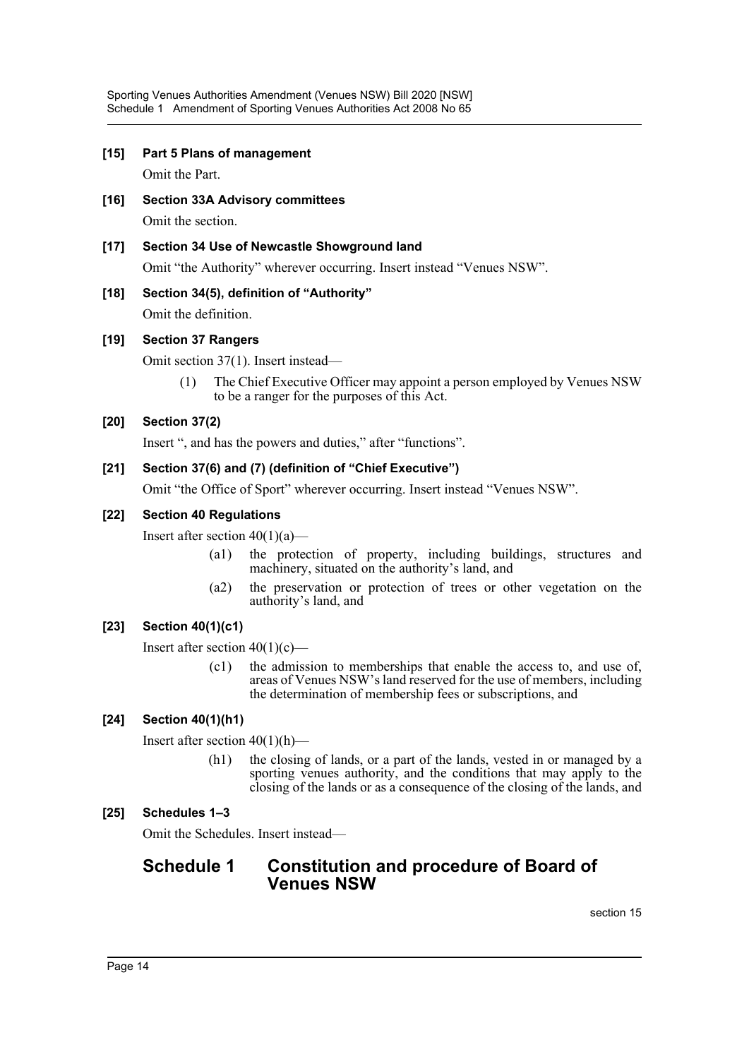**[15] Part 5 Plans of management**

Omit the Part.

**[16] Section 33A Advisory committees**

Omit the section.

**[17] Section 34 Use of Newcastle Showground land**

Omit "the Authority" wherever occurring. Insert instead "Venues NSW".

**[18] Section 34(5), definition of "Authority"**

Omit the definition.

**[19] Section 37 Rangers**

Omit section 37(1). Insert instead—

(1) The Chief Executive Officer may appoint a person employed by Venues NSW to be a ranger for the purposes of this Act.

**[20] Section 37(2)**

Insert ", and has the powers and duties," after "functions".

**[21] Section 37(6) and (7) (definition of "Chief Executive")**

Omit "the Office of Sport" wherever occurring. Insert instead "Venues NSW".

**[22] Section 40 Regulations**

Insert after section 40(1)(a)—

(a1) the protection of property, including buildings, structures and machinery, situated on the authority's land, and

(a2) the preservation or protection of trees or other vegetation on the authority's land, and

**[23] Section 40(1)(c1)**

Insert after section 40(1)(c)—

(c1) the admission to memberships that enable the access to, and use of, areas of Venues NSW's land reserved for the use of members, including the determination of membership fees or subscriptions, and

**[24] Section 40(1)(h1)**

Insert after section 40(1)(h)—

(h1) the closing of lands, or a part of the lands, vested in or managed by a sporting venues authority, and the conditions that may apply to the closing of the lands or as a consequence of the closing of the lands, and

**[25] Schedules 1–3**

Omit the Schedules. Insert instead—

# Schedule 1 Constitution and procedure of Board of Venues NSW

section 15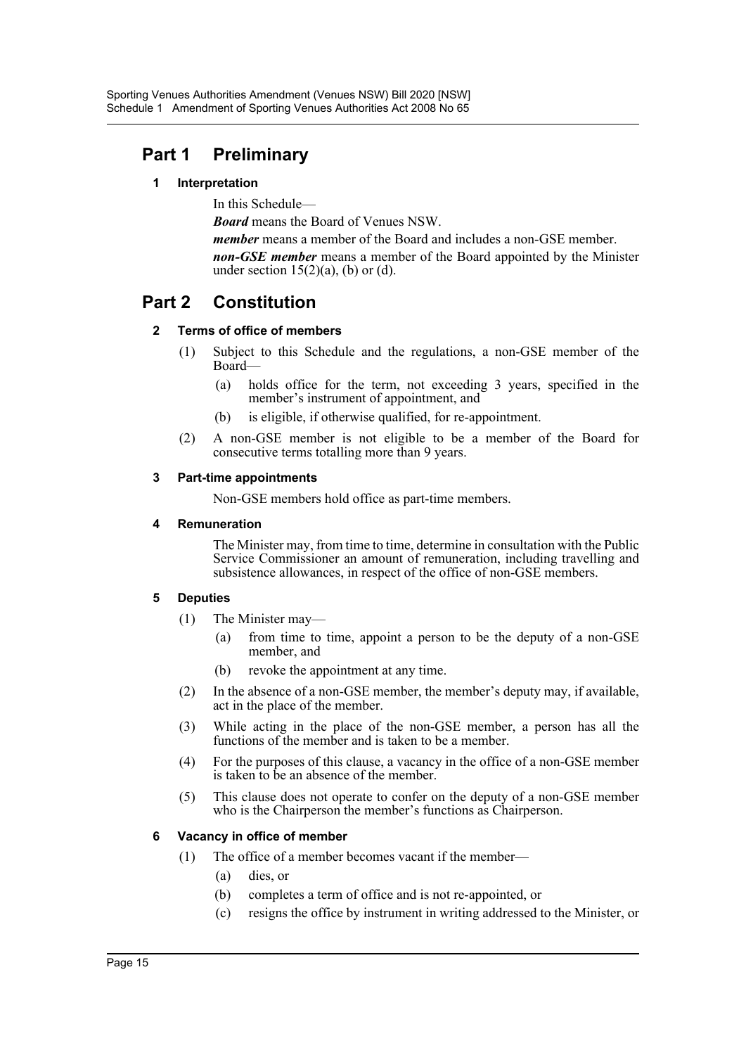## Part 1 Preliminary

### 1 Interpretation

In this Schedule—

***Board*** means the Board of Venues NSW.

***member*** means a member of the Board and includes a non-GSE member.

***non-GSE member*** means a member of the Board appointed by the Minister under section 15(2)(a), (b) or (d).

## Part 2 Constitution

### 2 Terms of office of members

(1) Subject to this Schedule and the regulations, a non-GSE member of the Board—

(a) holds office for the term, not exceeding 3 years, specified in the member's instrument of appointment, and

(b) is eligible, if otherwise qualified, for re-appointment.

(2) A non-GSE member is not eligible to be a member of the Board for consecutive terms totalling more than 9 years.

### 3 Part-time appointments

Non-GSE members hold office as part-time members.

### 4 Remuneration

The Minister may, from time to time, determine in consultation with the Public Service Commissioner an amount of remuneration, including travelling and subsistence allowances, in respect of the office of non-GSE members.

### 5 Deputies

(1) The Minister may—

(a) from time to time, appoint a person to be the deputy of a non-GSE member, and

(b) revoke the appointment at any time.

(2) In the absence of a non-GSE member, the member's deputy may, if available, act in the place of the member.

(3) While acting in the place of the non-GSE member, a person has all the functions of the member and is taken to be a member.

(4) For the purposes of this clause, a vacancy in the office of a non-GSE member is taken to be an absence of the member.

(5) This clause does not operate to confer on the deputy of a non-GSE member who is the Chairperson the member's functions as Chairperson.

### 6 Vacancy in office of member

(1) The office of a member becomes vacant if the member—

(a) dies, or

(b) completes a term of office and is not re-appointed, or

(c) resigns the office by instrument in writing addressed to the Minister, or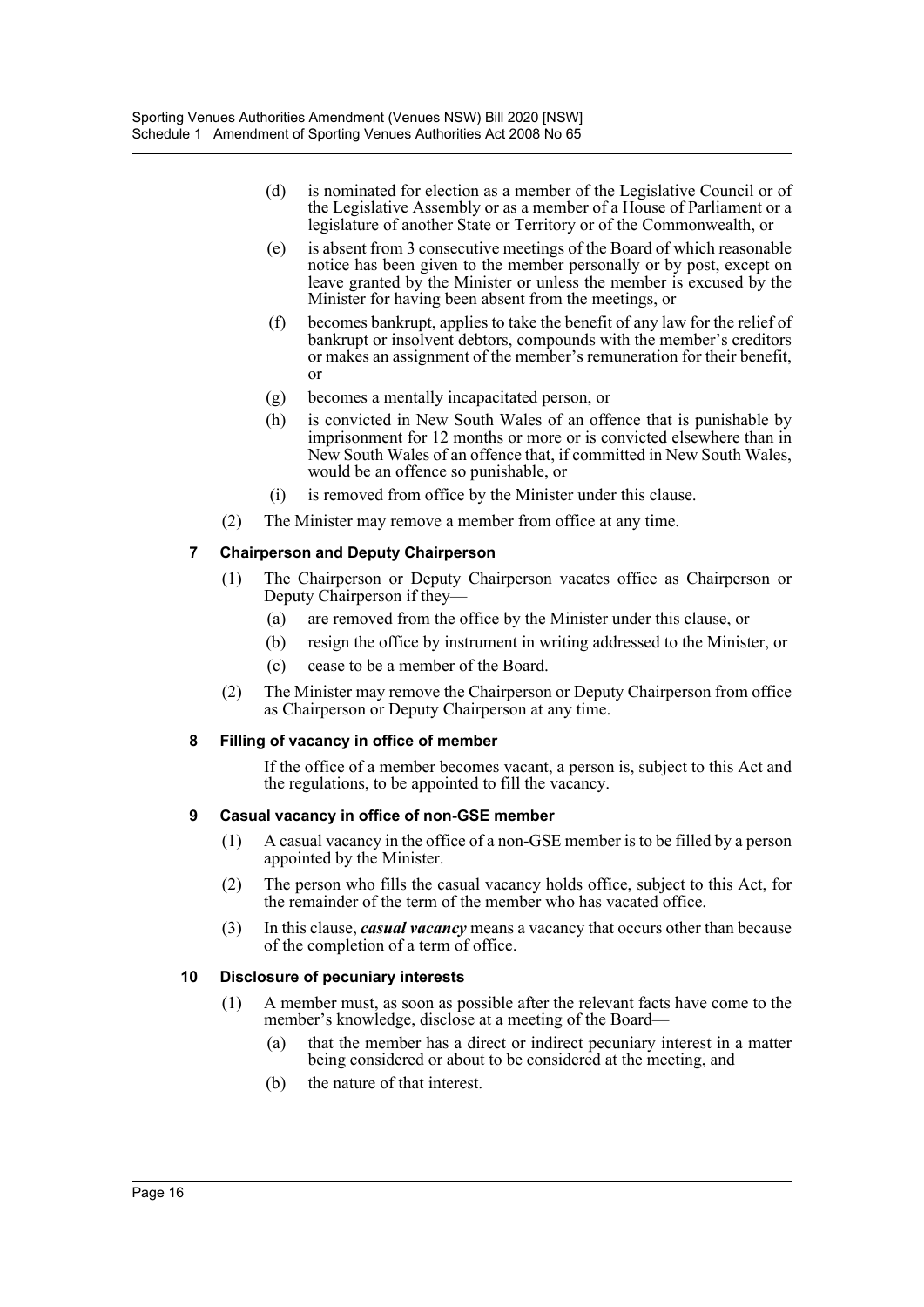(d) is nominated for election as a member of the Legislative Council or of the Legislative Assembly or as a member of a House of Parliament or a legislature of another State or Territory or of the Commonwealth, or

(e) is absent from 3 consecutive meetings of the Board of which reasonable notice has been given to the member personally or by post, except on leave granted by the Minister or unless the member is excused by the Minister for having been absent from the meetings, or

(f) becomes bankrupt, applies to take the benefit of any law for the relief of bankrupt or insolvent debtors, compounds with the member's creditors or makes an assignment of the member's remuneration for their benefit, or

(g) becomes a mentally incapacitated person, or

(h) is convicted in New South Wales of an offence that is punishable by imprisonment for 12 months or more or is convicted elsewhere than in New South Wales of an offence that, if committed in New South Wales, would be an offence so punishable, or

(i) is removed from office by the Minister under this clause.

(2) The Minister may remove a member from office at any time.

#### 7 Chairperson and Deputy Chairperson

(1) The Chairperson or Deputy Chairperson vacates office as Chairperson or Deputy Chairperson if they—

(a) are removed from the office by the Minister under this clause, or

(b) resign the office by instrument in writing addressed to the Minister, or

(c) cease to be a member of the Board.

(2) The Minister may remove the Chairperson or Deputy Chairperson from office as Chairperson or Deputy Chairperson at any time.

#### 8 Filling of vacancy in office of member

If the office of a member becomes vacant, a person is, subject to this Act and the regulations, to be appointed to fill the vacancy.

#### 9 Casual vacancy in office of non-GSE member

(1) A casual vacancy in the office of a non-GSE member is to be filled by a person appointed by the Minister.

(2) The person who fills the casual vacancy holds office, subject to this Act, for the remainder of the term of the member who has vacated office.

(3) In this clause, ***casual vacancy*** means a vacancy that occurs other than because of the completion of a term of office.

#### 10 Disclosure of pecuniary interests

(1) A member must, as soon as possible after the relevant facts have come to the member's knowledge, disclose at a meeting of the Board—

(a) that the member has a direct or indirect pecuniary interest in a matter being considered or about to be considered at the meeting, and

(b) the nature of that interest.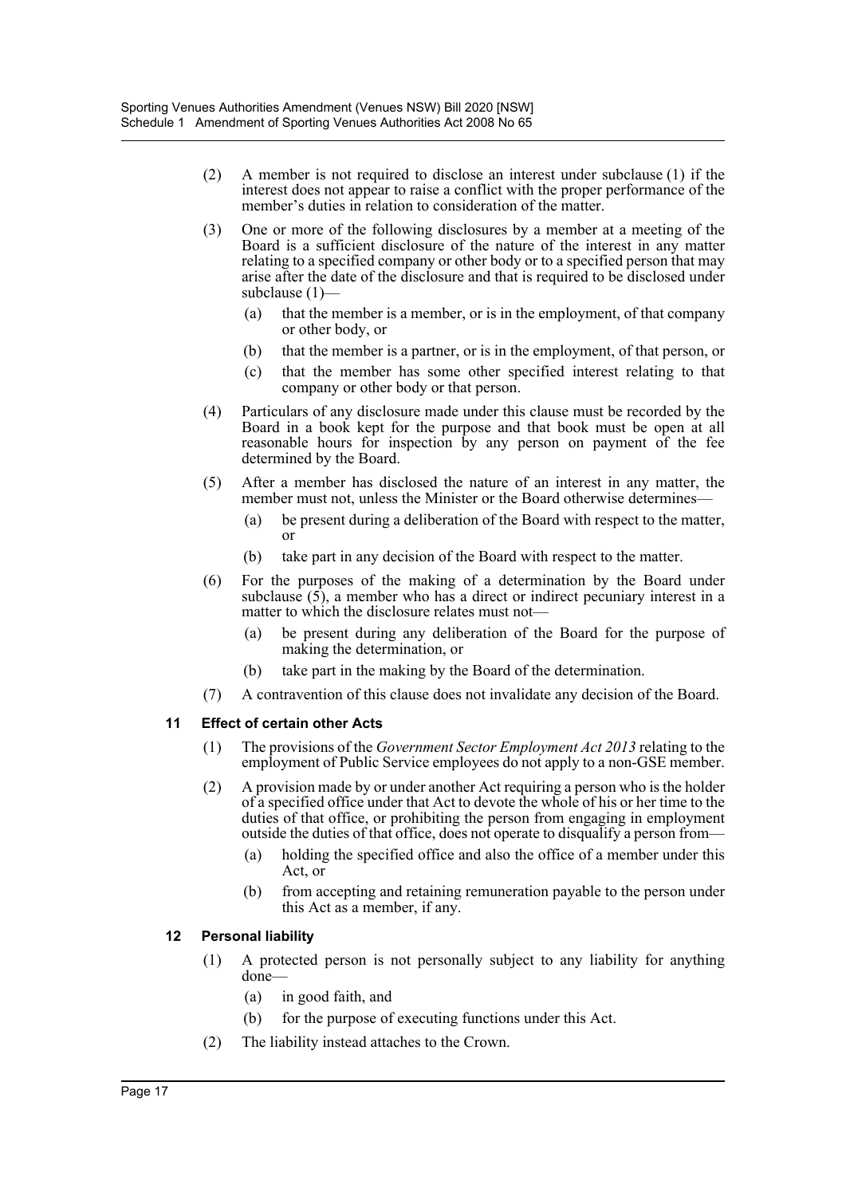(2) A member is not required to disclose an interest under subclause (1) if the interest does not appear to raise a conflict with the proper performance of the member's duties in relation to consideration of the matter.

(3) One or more of the following disclosures by a member at a meeting of the Board is a sufficient disclosure of the nature of the interest in any matter relating to a specified company or other body or to a specified person that may arise after the date of the disclosure and that is required to be disclosed under subclause (1)—

- (a) that the member is a member, or is in the employment, of that company or other body, or
- (b) that the member is a partner, or is in the employment, of that person, or
- (c) that the member has some other specified interest relating to that company or other body or that person.

(4) Particulars of any disclosure made under this clause must be recorded by the Board in a book kept for the purpose and that book must be open at all reasonable hours for inspection by any person on payment of the fee determined by the Board.

(5) After a member has disclosed the nature of an interest in any matter, the member must not, unless the Minister or the Board otherwise determines—

- (a) be present during a deliberation of the Board with respect to the matter, or
- (b) take part in any decision of the Board with respect to the matter.

(6) For the purposes of the making of a determination by the Board under subclause (5), a member who has a direct or indirect pecuniary interest in a matter to which the disclosure relates must not—

- (a) be present during any deliberation of the Board for the purpose of making the determination, or
- (b) take part in the making by the Board of the determination.

(7) A contravention of this clause does not invalidate any decision of the Board.

### 11 Effect of certain other Acts

(1) The provisions of the *Government Sector Employment Act 2013* relating to the employment of Public Service employees do not apply to a non-GSE member.

(2) A provision made by or under another Act requiring a person who is the holder of a specified office under that Act to devote the whole of his or her time to the duties of that office, or prohibiting the person from engaging in employment outside the duties of that office, does not operate to disqualify a person from—

- (a) holding the specified office and also the office of a member under this Act, or
- (b) from accepting and retaining remuneration payable to the person under this Act as a member, if any.

### 12 Personal liability

(1) A protected person is not personally subject to any liability for anything done—

- (a) in good faith, and
- (b) for the purpose of executing functions under this Act.

(2) The liability instead attaches to the Crown.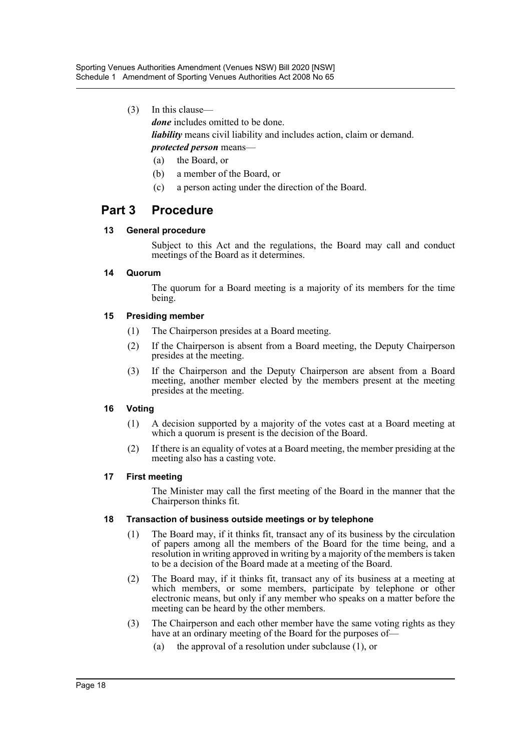(3) In this clause—

***done*** includes omitted to be done.

***liability*** means civil liability and includes action, claim or demand.

***protected person*** means—

(a) the Board, or

(b) a member of the Board, or

(c) a person acting under the direction of the Board.

## Part 3 Procedure

#### 13 General procedure

Subject to this Act and the regulations, the Board may call and conduct meetings of the Board as it determines.

#### 14 Quorum

The quorum for a Board meeting is a majority of its members for the time being.

#### 15 Presiding member

(1) The Chairperson presides at a Board meeting.

(2) If the Chairperson is absent from a Board meeting, the Deputy Chairperson presides at the meeting.

(3) If the Chairperson and the Deputy Chairperson are absent from a Board meeting, another member elected by the members present at the meeting presides at the meeting.

#### 16 Voting

(1) A decision supported by a majority of the votes cast at a Board meeting at which a quorum is present is the decision of the Board.

(2) If there is an equality of votes at a Board meeting, the member presiding at the meeting also has a casting vote.

#### 17 First meeting

The Minister may call the first meeting of the Board in the manner that the Chairperson thinks fit.

#### 18 Transaction of business outside meetings or by telephone

(1) The Board may, if it thinks fit, transact any of its business by the circulation of papers among all the members of the Board for the time being, and a resolution in writing approved in writing by a majority of the members is taken to be a decision of the Board made at a meeting of the Board.

(2) The Board may, if it thinks fit, transact any of its business at a meeting at which members, or some members, participate by telephone or other electronic means, but only if any member who speaks on a matter before the meeting can be heard by the other members.

(3) The Chairperson and each other member have the same voting rights as they have at an ordinary meeting of the Board for the purposes of—

(a) the approval of a resolution under subclause (1), or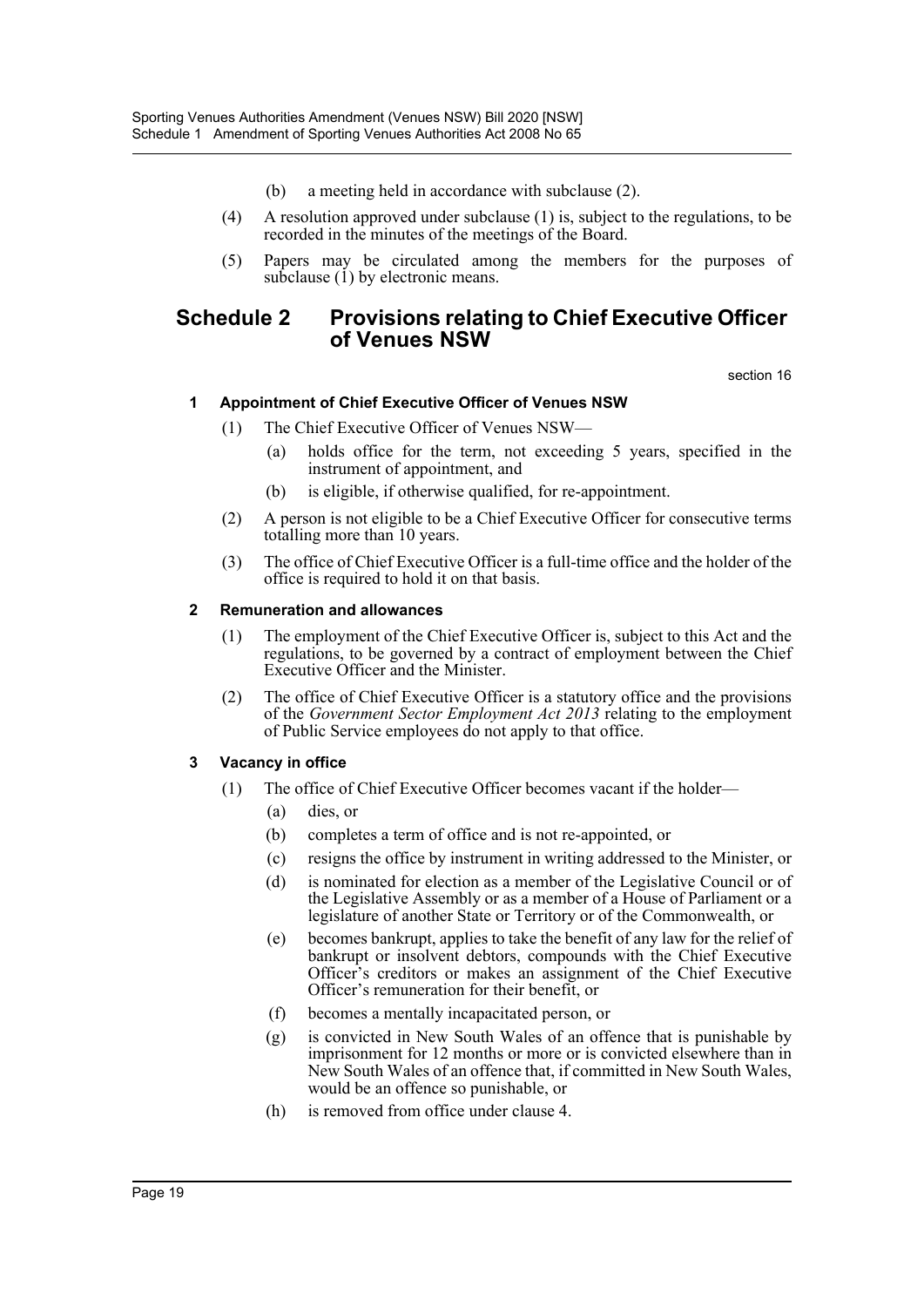(b) a meeting held in accordance with subclause (2).

(4) A resolution approved under subclause (1) is, subject to the regulations, to be recorded in the minutes of the meetings of the Board.

(5) Papers may be circulated among the members for the purposes of subclause (1) by electronic means.

# Schedule 2 Provisions relating to Chief Executive Officer of Venues NSW

section 16

### 1 Appointment of Chief Executive Officer of Venues NSW

(1) The Chief Executive Officer of Venues NSW—

(a) holds office for the term, not exceeding 5 years, specified in the instrument of appointment, and

(b) is eligible, if otherwise qualified, for re-appointment.

(2) A person is not eligible to be a Chief Executive Officer for consecutive terms totalling more than 10 years.

(3) The office of Chief Executive Officer is a full-time office and the holder of the office is required to hold it on that basis.

### 2 Remuneration and allowances

(1) The employment of the Chief Executive Officer is, subject to this Act and the regulations, to be governed by a contract of employment between the Chief Executive Officer and the Minister.

(2) The office of Chief Executive Officer is a statutory office and the provisions of the *Government Sector Employment Act 2013* relating to the employment of Public Service employees do not apply to that office.

### 3 Vacancy in office

(1) The office of Chief Executive Officer becomes vacant if the holder—

(a) dies, or

(b) completes a term of office and is not re-appointed, or

(c) resigns the office by instrument in writing addressed to the Minister, or

(d) is nominated for election as a member of the Legislative Council or of the Legislative Assembly or as a member of a House of Parliament or a legislature of another State or Territory or of the Commonwealth, or

(e) becomes bankrupt, applies to take the benefit of any law for the relief of bankrupt or insolvent debtors, compounds with the Chief Executive Officer's creditors or makes an assignment of the Chief Executive Officer's remuneration for their benefit, or

(f) becomes a mentally incapacitated person, or

(g) is convicted in New South Wales of an offence that is punishable by imprisonment for 12 months or more or is convicted elsewhere than in New South Wales of an offence that, if committed in New South Wales, would be an offence so punishable, or

(h) is removed from office under clause 4.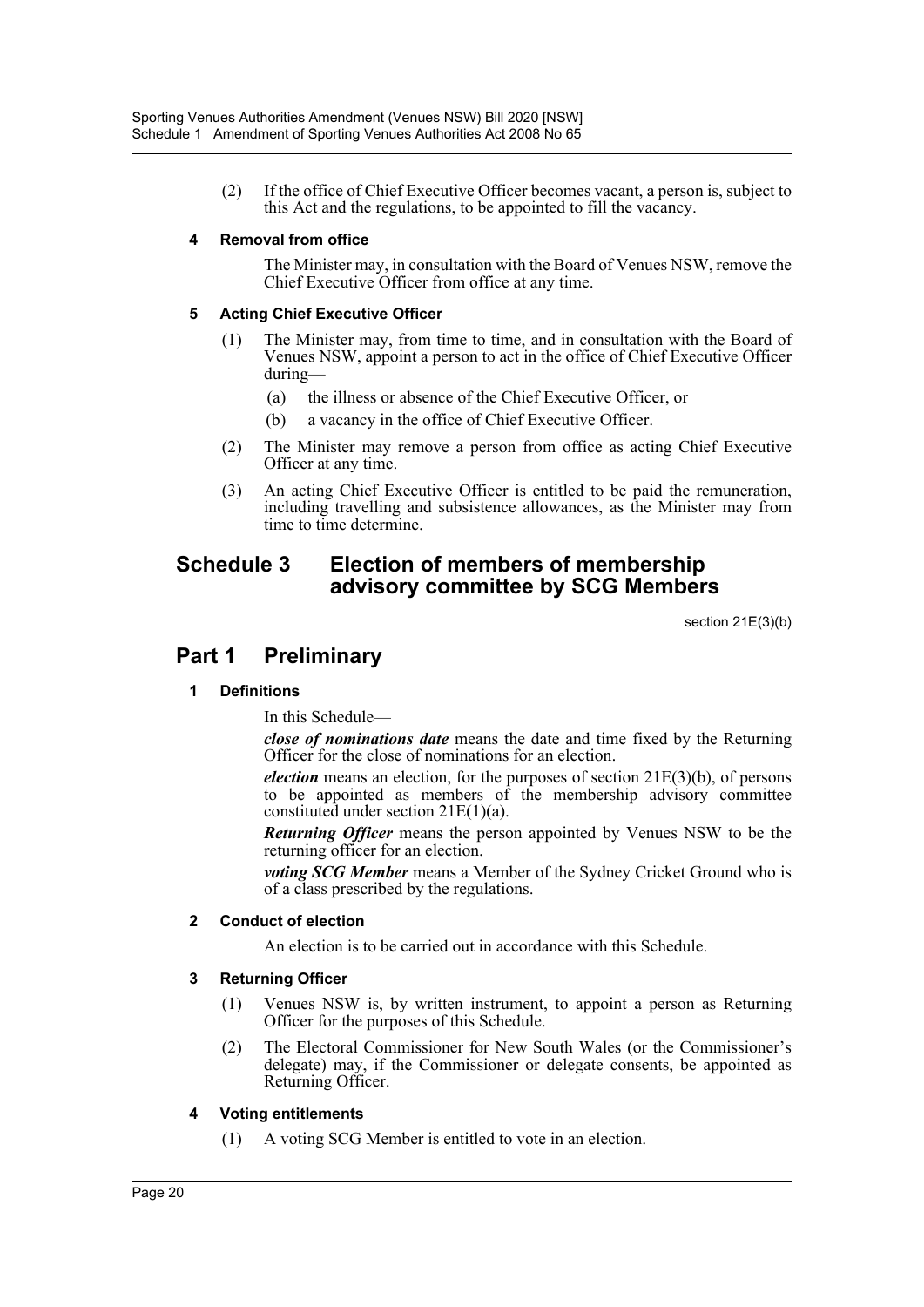(2) If the office of Chief Executive Officer becomes vacant, a person is, subject to this Act and the regulations, to be appointed to fill the vacancy.

#### 4 Removal from office

The Minister may, in consultation with the Board of Venues NSW, remove the Chief Executive Officer from office at any time.

#### 5 Acting Chief Executive Officer

(1) The Minister may, from time to time, and in consultation with the Board of Venues NSW, appoint a person to act in the office of Chief Executive Officer during—

(a) the illness or absence of the Chief Executive Officer, or

(b) a vacancy in the office of Chief Executive Officer.

(2) The Minister may remove a person from office as acting Chief Executive Officer at any time.

(3) An acting Chief Executive Officer is entitled to be paid the remuneration, including travelling and subsistence allowances, as the Minister may from time to time determine.

## Schedule 3 Election of members of membership advisory committee by SCG Members

section 21E(3)(b)

## Part 1 Preliminary

#### 1 Definitions

In this Schedule—

***close of nominations date*** means the date and time fixed by the Returning Officer for the close of nominations for an election.

***election*** means an election, for the purposes of section 21E(3)(b), of persons to be appointed as members of the membership advisory committee constituted under section 21E(1)(a).

***Returning Officer*** means the person appointed by Venues NSW to be the returning officer for an election.

***voting SCG Member*** means a Member of the Sydney Cricket Ground who is of a class prescribed by the regulations.

#### 2 Conduct of election

An election is to be carried out in accordance with this Schedule.

#### 3 Returning Officer

(1) Venues NSW is, by written instrument, to appoint a person as Returning Officer for the purposes of this Schedule.

(2) The Electoral Commissioner for New South Wales (or the Commissioner's delegate) may, if the Commissioner or delegate consents, be appointed as Returning Officer.

#### 4 Voting entitlements

(1) A voting SCG Member is entitled to vote in an election.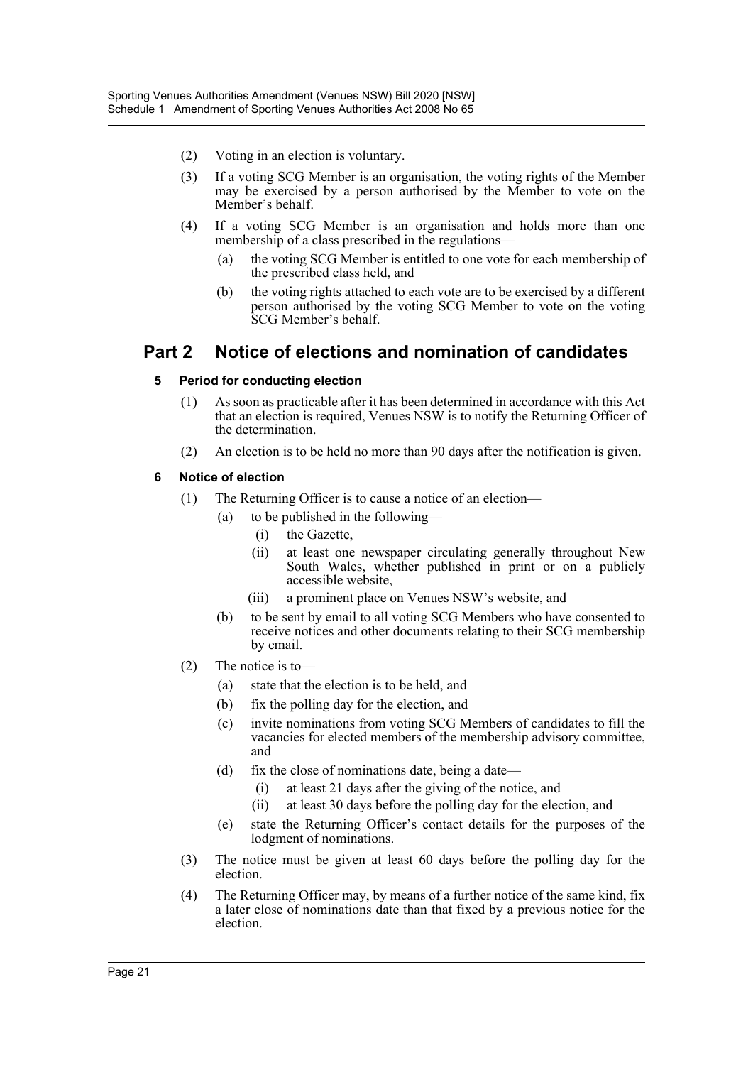(2) Voting in an election is voluntary.

(3) If a voting SCG Member is an organisation, the voting rights of the Member may be exercised by a person authorised by the Member to vote on the Member's behalf.

(4) If a voting SCG Member is an organisation and holds more than one membership of a class prescribed in the regulations—

(a) the voting SCG Member is entitled to one vote for each membership of the prescribed class held, and

(b) the voting rights attached to each vote are to be exercised by a different person authorised by the voting SCG Member to vote on the voting SCG Member's behalf.

## Part 2 Notice of elections and nomination of candidates

### 5 Period for conducting election

(1) As soon as practicable after it has been determined in accordance with this Act that an election is required, Venues NSW is to notify the Returning Officer of the determination.

(2) An election is to be held no more than 90 days after the notification is given.

### 6 Notice of election

(1) The Returning Officer is to cause a notice of an election—

(a) to be published in the following—

(i) the Gazette,

(ii) at least one newspaper circulating generally throughout New South Wales, whether published in print or on a publicly accessible website,

(iii) a prominent place on Venues NSW's website, and

(b) to be sent by email to all voting SCG Members who have consented to receive notices and other documents relating to their SCG membership by email.

(2) The notice is to—

(a) state that the election is to be held, and

(b) fix the polling day for the election, and

(c) invite nominations from voting SCG Members of candidates to fill the vacancies for elected members of the membership advisory committee, and

(d) fix the close of nominations date, being a date—

(i) at least 21 days after the giving of the notice, and

(ii) at least 30 days before the polling day for the election, and

(e) state the Returning Officer's contact details for the purposes of the lodgment of nominations.

(3) The notice must be given at least 60 days before the polling day for the election.

(4) The Returning Officer may, by means of a further notice of the same kind, fix a later close of nominations date than that fixed by a previous notice for the election.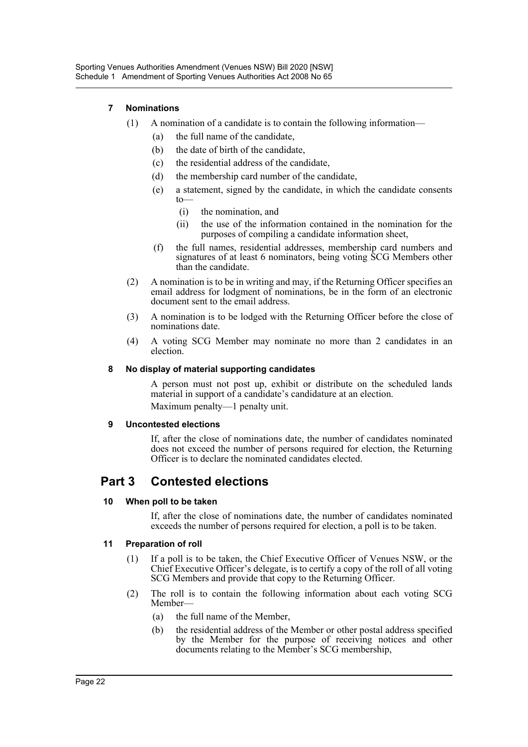#### 7 Nominations

(1) A nomination of a candidate is to contain the following information—

- (a) the full name of the candidate,
- (b) the date of birth of the candidate,
- (c) the residential address of the candidate,
- (d) the membership card number of the candidate,
- (e) a statement, signed by the candidate, in which the candidate consents to—
  - (i) the nomination, and
  - (ii) the use of the information contained in the nomination for the purposes of compiling a candidate information sheet,
- (f) the full names, residential addresses, membership card numbers and signatures of at least 6 nominators, being voting SCG Members other than the candidate.

(2) A nomination is to be in writing and may, if the Returning Officer specifies an email address for lodgment of nominations, be in the form of an electronic document sent to the email address.

(3) A nomination is to be lodged with the Returning Officer before the close of nominations date.

(4) A voting SCG Member may nominate no more than 2 candidates in an election.

#### 8 No display of material supporting candidates

A person must not post up, exhibit or distribute on the scheduled lands material in support of a candidate's candidature at an election.

Maximum penalty—1 penalty unit.

#### 9 Uncontested elections

If, after the close of nominations date, the number of candidates nominated does not exceed the number of persons required for election, the Returning Officer is to declare the nominated candidates elected.

## Part 3 Contested elections

#### 10 When poll to be taken

If, after the close of nominations date, the number of candidates nominated exceeds the number of persons required for election, a poll is to be taken.

#### 11 Preparation of roll

(1) If a poll is to be taken, the Chief Executive Officer of Venues NSW, or the Chief Executive Officer's delegate, is to certify a copy of the roll of all voting SCG Members and provide that copy to the Returning Officer.

(2) The roll is to contain the following information about each voting SCG Member—

- (a) the full name of the Member,
- (b) the residential address of the Member or other postal address specified by the Member for the purpose of receiving notices and other documents relating to the Member's SCG membership,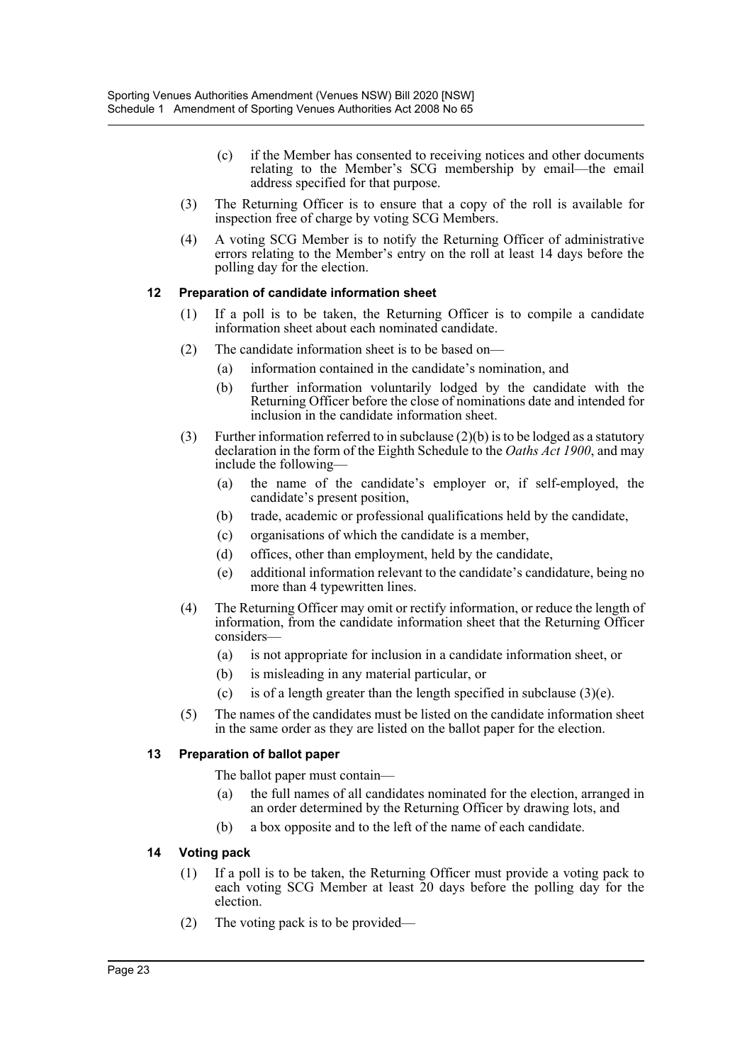(c) if the Member has consented to receiving notices and other documents relating to the Member's SCG membership by email—the email address specified for that purpose.

(3) The Returning Officer is to ensure that a copy of the roll is available for inspection free of charge by voting SCG Members.

(4) A voting SCG Member is to notify the Returning Officer of administrative errors relating to the Member's entry on the roll at least 14 days before the polling day for the election.

### 12 Preparation of candidate information sheet

(1) If a poll is to be taken, the Returning Officer is to compile a candidate information sheet about each nominated candidate.

(2) The candidate information sheet is to be based on—

(a) information contained in the candidate's nomination, and

(b) further information voluntarily lodged by the candidate with the Returning Officer before the close of nominations date and intended for inclusion in the candidate information sheet.

(3) Further information referred to in subclause (2)(b) is to be lodged as a statutory declaration in the form of the Eighth Schedule to the *Oaths Act 1900*, and may include the following—

(a) the name of the candidate's employer or, if self-employed, the candidate's present position,

(b) trade, academic or professional qualifications held by the candidate,

(c) organisations of which the candidate is a member,

(d) offices, other than employment, held by the candidate,

(e) additional information relevant to the candidate's candidature, being no more than 4 typewritten lines.

(4) The Returning Officer may omit or rectify information, or reduce the length of information, from the candidate information sheet that the Returning Officer considers—

(a) is not appropriate for inclusion in a candidate information sheet, or

(b) is misleading in any material particular, or

(c) is of a length greater than the length specified in subclause (3)(e).

(5) The names of the candidates must be listed on the candidate information sheet in the same order as they are listed on the ballot paper for the election.

### 13 Preparation of ballot paper

The ballot paper must contain—

(a) the full names of all candidates nominated for the election, arranged in an order determined by the Returning Officer by drawing lots, and

(b) a box opposite and to the left of the name of each candidate.

### 14 Voting pack

(1) If a poll is to be taken, the Returning Officer must provide a voting pack to each voting SCG Member at least 20 days before the polling day for the election.

(2) The voting pack is to be provided—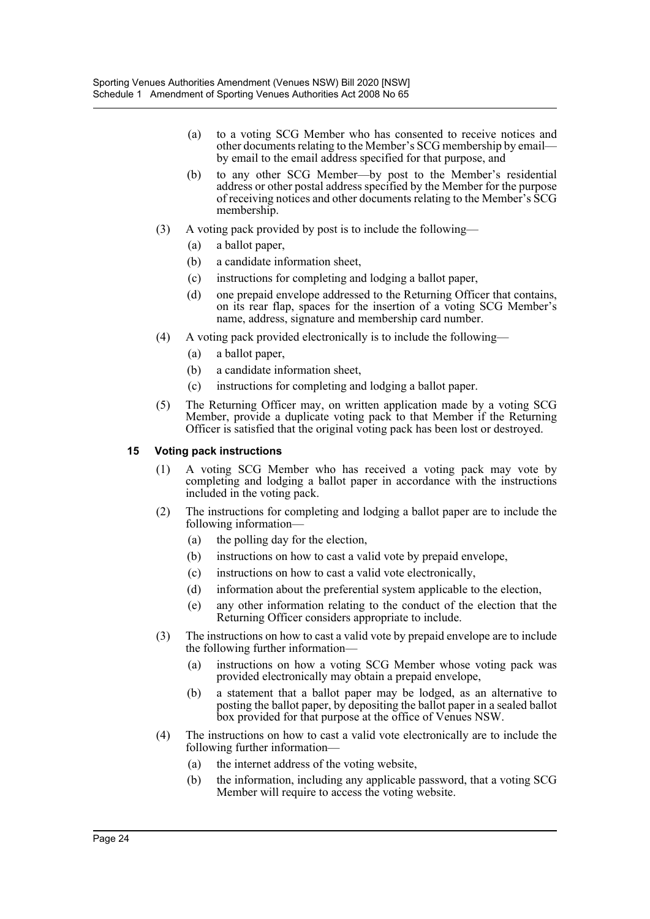(a) to a voting SCG Member who has consented to receive notices and other documents relating to the Member's SCG membership by email—by email to the email address specified for that purpose, and

(b) to any other SCG Member—by post to the Member's residential address or other postal address specified by the Member for the purpose of receiving notices and other documents relating to the Member's SCG membership.

(3) A voting pack provided by post is to include the following—

(a) a ballot paper,

(b) a candidate information sheet,

(c) instructions for completing and lodging a ballot paper,

(d) one prepaid envelope addressed to the Returning Officer that contains, on its rear flap, spaces for the insertion of a voting SCG Member's name, address, signature and membership card number.

(4) A voting pack provided electronically is to include the following—

(a) a ballot paper,

(b) a candidate information sheet,

(c) instructions for completing and lodging a ballot paper.

(5) The Returning Officer may, on written application made by a voting SCG Member, provide a duplicate voting pack to that Member if the Returning Officer is satisfied that the original voting pack has been lost or destroyed.

#### 15 Voting pack instructions

(1) A voting SCG Member who has received a voting pack may vote by completing and lodging a ballot paper in accordance with the instructions included in the voting pack.

(2) The instructions for completing and lodging a ballot paper are to include the following information—

(a) the polling day for the election,

(b) instructions on how to cast a valid vote by prepaid envelope,

(c) instructions on how to cast a valid vote electronically,

(d) information about the preferential system applicable to the election,

(e) any other information relating to the conduct of the election that the Returning Officer considers appropriate to include.

(3) The instructions on how to cast a valid vote by prepaid envelope are to include the following further information—

(a) instructions on how a voting SCG Member whose voting pack was provided electronically may obtain a prepaid envelope,

(b) a statement that a ballot paper may be lodged, as an alternative to posting the ballot paper, by depositing the ballot paper in a sealed ballot box provided for that purpose at the office of Venues NSW.

(4) The instructions on how to cast a valid vote electronically are to include the following further information—

(a) the internet address of the voting website,

(b) the information, including any applicable password, that a voting SCG Member will require to access the voting website.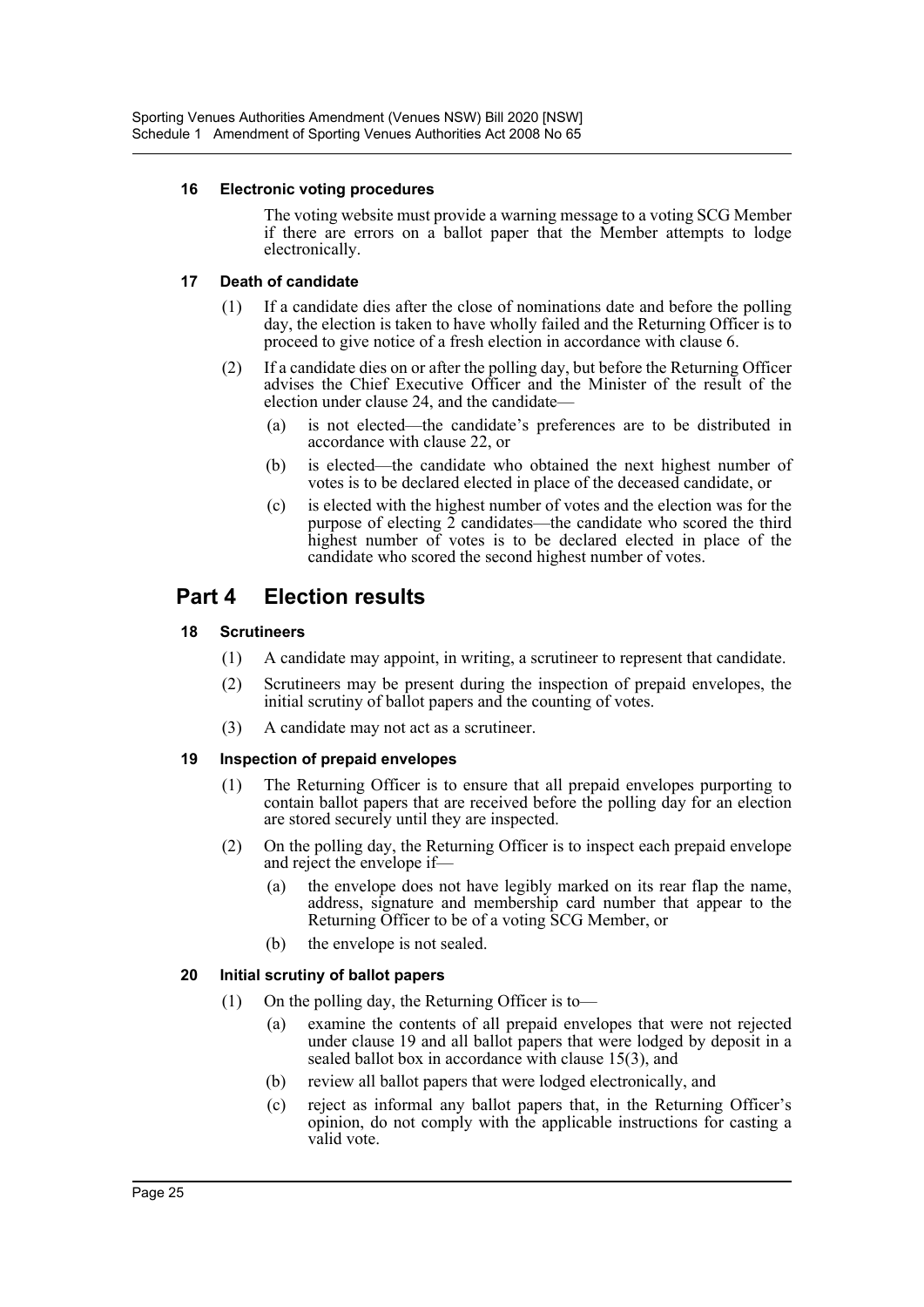#### 16 Electronic voting procedures

The voting website must provide a warning message to a voting SCG Member if there are errors on a ballot paper that the Member attempts to lodge electronically.

#### 17 Death of candidate

(1) If a candidate dies after the close of nominations date and before the polling day, the election is taken to have wholly failed and the Returning Officer is to proceed to give notice of a fresh election in accordance with clause 6.

(2) If a candidate dies on or after the polling day, but before the Returning Officer advises the Chief Executive Officer and the Minister of the result of the election under clause 24, and the candidate—

(a) is not elected—the candidate's preferences are to be distributed in accordance with clause 22, or

(b) is elected—the candidate who obtained the next highest number of votes is to be declared elected in place of the deceased candidate, or

(c) is elected with the highest number of votes and the election was for the purpose of electing 2 candidates—the candidate who scored the third highest number of votes is to be declared elected in place of the candidate who scored the second highest number of votes.

## Part 4 Election results

#### 18 Scrutineers

(1) A candidate may appoint, in writing, a scrutineer to represent that candidate.

(2) Scrutineers may be present during the inspection of prepaid envelopes, the initial scrutiny of ballot papers and the counting of votes.

(3) A candidate may not act as a scrutineer.

#### 19 Inspection of prepaid envelopes

(1) The Returning Officer is to ensure that all prepaid envelopes purporting to contain ballot papers that are received before the polling day for an election are stored securely until they are inspected.

(2) On the polling day, the Returning Officer is to inspect each prepaid envelope and reject the envelope if—

(a) the envelope does not have legibly marked on its rear flap the name, address, signature and membership card number that appear to the Returning Officer to be of a voting SCG Member, or

(b) the envelope is not sealed.

#### 20 Initial scrutiny of ballot papers

(1) On the polling day, the Returning Officer is to—

(a) examine the contents of all prepaid envelopes that were not rejected under clause 19 and all ballot papers that were lodged by deposit in a sealed ballot box in accordance with clause 15(3), and

(b) review all ballot papers that were lodged electronically, and

(c) reject as informal any ballot papers that, in the Returning Officer's opinion, do not comply with the applicable instructions for casting a valid vote.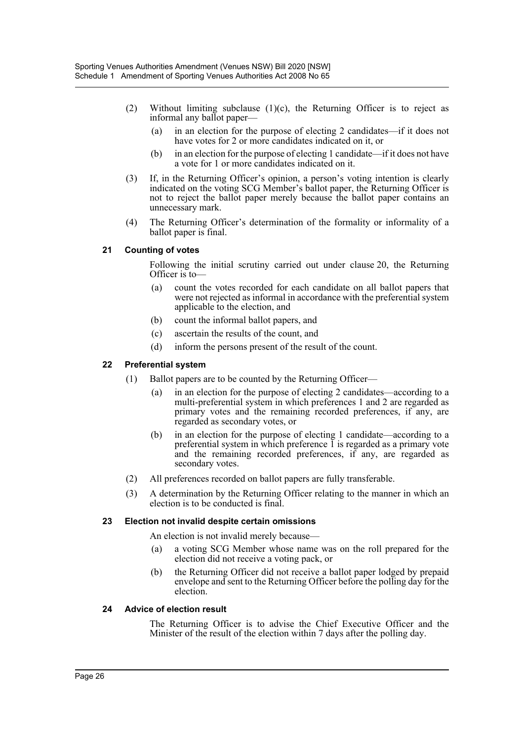(2) Without limiting subclause (1)(c), the Returning Officer is to reject as informal any ballot paper—

  (a) in an election for the purpose of electing 2 candidates—if it does not have votes for 2 or more candidates indicated on it, or

  (b) in an election for the purpose of electing 1 candidate—if it does not have a vote for 1 or more candidates indicated on it.

(3) If, in the Returning Officer's opinion, a person's voting intention is clearly indicated on the voting SCG Member's ballot paper, the Returning Officer is not to reject the ballot paper merely because the ballot paper contains an unnecessary mark.

(4) The Returning Officer's determination of the formality or informality of a ballot paper is final.

#### 21 Counting of votes

Following the initial scrutiny carried out under clause 20, the Returning Officer is to—

  (a) count the votes recorded for each candidate on all ballot papers that were not rejected as informal in accordance with the preferential system applicable to the election, and

  (b) count the informal ballot papers, and

  (c) ascertain the results of the count, and

  (d) inform the persons present of the result of the count.

#### 22 Preferential system

(1) Ballot papers are to be counted by the Returning Officer—

  (a) in an election for the purpose of electing 2 candidates—according to a multi-preferential system in which preferences 1 and 2 are regarded as primary votes and the remaining recorded preferences, if any, are regarded as secondary votes, or

  (b) in an election for the purpose of electing 1 candidate—according to a preferential system in which preference 1 is regarded as a primary vote and the remaining recorded preferences, if any, are regarded as secondary votes.

(2) All preferences recorded on ballot papers are fully transferable.

(3) A determination by the Returning Officer relating to the manner in which an election is to be conducted is final.

#### 23 Election not invalid despite certain omissions

An election is not invalid merely because—

  (a) a voting SCG Member whose name was on the roll prepared for the election did not receive a voting pack, or

  (b) the Returning Officer did not receive a ballot paper lodged by prepaid envelope and sent to the Returning Officer before the polling day for the election.

#### 24 Advice of election result

The Returning Officer is to advise the Chief Executive Officer and the Minister of the result of the election within 7 days after the polling day.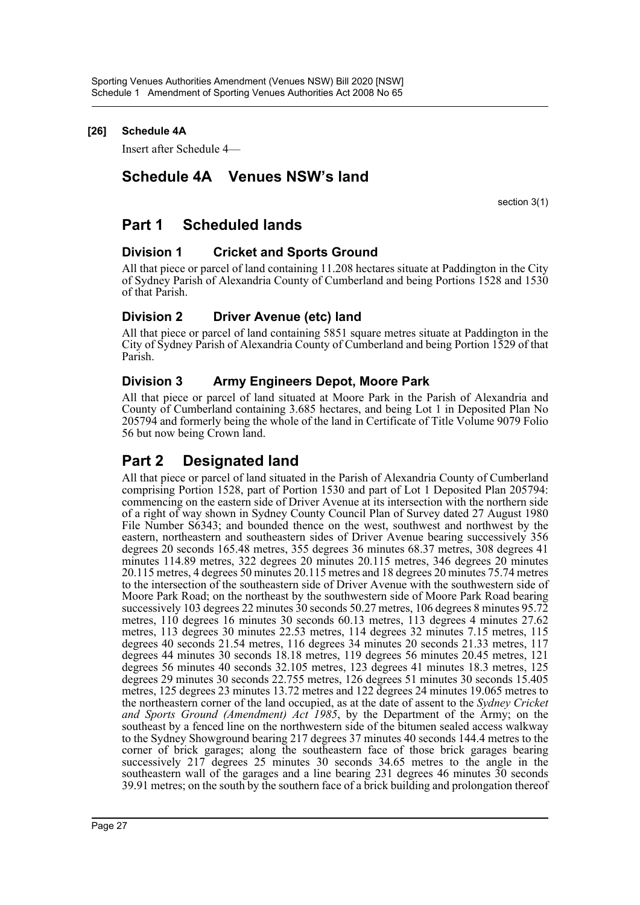**[26] Schedule 4A**

Insert after Schedule 4—

# Schedule 4A Venues NSW's land

section 3(1)

## Part 1 Scheduled lands

### Division 1 Cricket and Sports Ground

All that piece or parcel of land containing 11.208 hectares situate at Paddington in the City of Sydney Parish of Alexandria County of Cumberland and being Portions 1528 and 1530 of that Parish.

### Division 2 Driver Avenue (etc) land

All that piece or parcel of land containing 5851 square metres situate at Paddington in the City of Sydney Parish of Alexandria County of Cumberland and being Portion 1529 of that Parish.

### Division 3 Army Engineers Depot, Moore Park

All that piece or parcel of land situated at Moore Park in the Parish of Alexandria and County of Cumberland containing 3.685 hectares, and being Lot 1 in Deposited Plan No 205794 and formerly being the whole of the land in Certificate of Title Volume 9079 Folio 56 but now being Crown land.

## Part 2 Designated land

All that piece or parcel of land situated in the Parish of Alexandria County of Cumberland comprising Portion 1528, part of Portion 1530 and part of Lot 1 Deposited Plan 205794: commencing on the eastern side of Driver Avenue at its intersection with the northern side of a right of way shown in Sydney County Council Plan of Survey dated 27 August 1980 File Number S6343; and bounded thence on the west, southwest and northwest by the eastern, northeastern and southeastern sides of Driver Avenue bearing successively 356 degrees 20 seconds 165.48 metres, 355 degrees 36 minutes 68.37 metres, 308 degrees 41 minutes 114.89 metres, 322 degrees 20 minutes 20.115 metres, 346 degrees 20 minutes 20.115 metres, 4 degrees 50 minutes 20.115 metres and 18 degrees 20 minutes 75.74 metres to the intersection of the southeastern side of Driver Avenue with the southwestern side of Moore Park Road; on the northeast by the southwestern side of Moore Park Road bearing successively 103 degrees 22 minutes 30 seconds 50.27 metres, 106 degrees 8 minutes 95.72 metres, 110 degrees 16 minutes 30 seconds 60.13 metres, 113 degrees 4 minutes 27.62 metres, 113 degrees 30 minutes 22.53 metres, 114 degrees 32 minutes 7.15 metres, 115 degrees 40 seconds 21.54 metres, 116 degrees 34 minutes 20 seconds 21.33 metres, 117 degrees 44 minutes 30 seconds 18.18 metres, 119 degrees 56 minutes 20.45 metres, 121 degrees 56 minutes 40 seconds 32.105 metres, 123 degrees 41 minutes 18.3 metres, 125 degrees 29 minutes 30 seconds 22.755 metres, 126 degrees 51 minutes 30 seconds 15.405 metres, 125 degrees 23 minutes 13.72 metres and 122 degrees 24 minutes 19.065 metres to the northeastern corner of the land occupied, as at the date of assent to the *Sydney Cricket and Sports Ground (Amendment) Act 1985*, by the Department of the Army; on the southeast by a fenced line on the northwestern side of the bitumen sealed access walkway to the Sydney Showground bearing 217 degrees 37 minutes 40 seconds 144.4 metres to the corner of brick garages; along the southeastern face of those brick garages bearing successively 217 degrees 25 minutes 30 seconds 34.65 metres to the angle in the southeastern wall of the garages and a line bearing 231 degrees 46 minutes 30 seconds 39.91 metres; on the south by the southern face of a brick building and prolongation thereof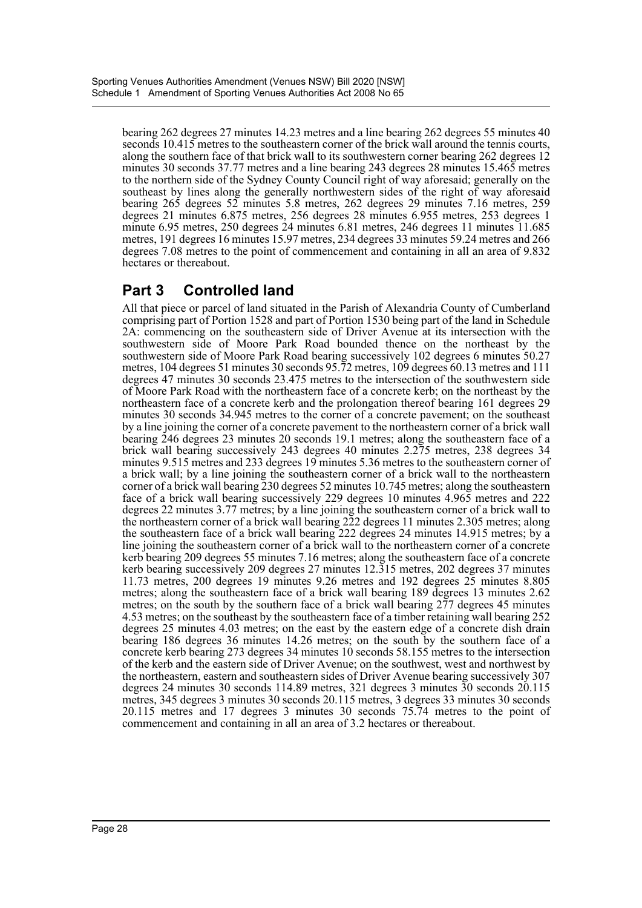bearing 262 degrees 27 minutes 14.23 metres and a line bearing 262 degrees 55 minutes 40 seconds 10.415 metres to the southeastern corner of the brick wall around the tennis courts, along the southern face of that brick wall to its southwestern corner bearing 262 degrees 12 minutes 30 seconds 37.77 metres and a line bearing 243 degrees 28 minutes 15.465 metres to the northern side of the Sydney County Council right of way aforesaid; generally on the southeast by lines along the generally northwestern sides of the right of way aforesaid bearing 265 degrees 52 minutes 5.8 metres, 262 degrees 29 minutes 7.16 metres, 259 degrees 21 minutes 6.875 metres, 256 degrees 28 minutes 6.955 metres, 253 degrees 1 minute 6.95 metres, 250 degrees 24 minutes 6.81 metres, 246 degrees 11 minutes 11.685 metres, 191 degrees 16 minutes 15.97 metres, 234 degrees 33 minutes 59.24 metres and 266 degrees 7.08 metres to the point of commencement and containing in all an area of 9.832 hectares or thereabout.

## Part 3 Controlled land

All that piece or parcel of land situated in the Parish of Alexandria County of Cumberland comprising part of Portion 1528 and part of Portion 1530 being part of the land in Schedule 2A: commencing on the southeastern side of Driver Avenue at its intersection with the southwestern side of Moore Park Road bounded thence on the northeast by the southwestern side of Moore Park Road bearing successively 102 degrees 6 minutes 50.27 metres, 104 degrees 51 minutes 30 seconds 95.72 metres, 109 degrees 60.13 metres and 111 degrees 47 minutes 30 seconds 23.475 metres to the intersection of the southwestern side of Moore Park Road with the northeastern face of a concrete kerb; on the northeast by the northeastern face of a concrete kerb and the prolongation thereof bearing 161 degrees 29 minutes 30 seconds 34.945 metres to the corner of a concrete pavement; on the southeast by a line joining the corner of a concrete pavement to the northeastern corner of a brick wall bearing 246 degrees 23 minutes 20 seconds 19.1 metres; along the southeastern face of a brick wall bearing successively 243 degrees 40 minutes 2.275 metres, 238 degrees 34 minutes 9.515 metres and 233 degrees 19 minutes 5.36 metres to the southeastern corner of a brick wall; by a line joining the southeastern corner of a brick wall to the northeastern corner of a brick wall bearing 230 degrees 52 minutes 10.745 metres; along the southeastern face of a brick wall bearing successively 229 degrees 10 minutes 4.965 metres and 222 degrees 22 minutes 3.77 metres; by a line joining the southeastern corner of a brick wall to the northeastern corner of a brick wall bearing 222 degrees 11 minutes 2.305 metres; along the southeastern face of a brick wall bearing 222 degrees 24 minutes 14.915 metres; by a line joining the southeastern corner of a brick wall to the northeastern corner of a concrete kerb bearing 209 degrees 55 minutes 7.16 metres; along the southeastern face of a concrete kerb bearing successively 209 degrees 27 minutes 12.315 metres, 202 degrees 37 minutes 11.73 metres, 200 degrees 19 minutes 9.26 metres and 192 degrees 25 minutes 8.805 metres; along the southeastern face of a brick wall bearing 189 degrees 13 minutes 2.62 metres; on the south by the southern face of a brick wall bearing 277 degrees 45 minutes 4.53 metres; on the southeast by the southeastern face of a timber retaining wall bearing 252 degrees 25 minutes 4.03 metres; on the east by the eastern edge of a concrete dish drain bearing 186 degrees 36 minutes 14.26 metres; on the south by the southern face of a concrete kerb bearing 273 degrees 34 minutes 10 seconds 58.155 metres to the intersection of the kerb and the eastern side of Driver Avenue; on the southwest, west and northwest by the northeastern, eastern and southeastern sides of Driver Avenue bearing successively 307 degrees 24 minutes 30 seconds 114.89 metres, 321 degrees 3 minutes 30 seconds 20.115 metres, 345 degrees 3 minutes 30 seconds 20.115 metres, 3 degrees 33 minutes 30 seconds 20.115 metres and 17 degrees 3 minutes 30 seconds 75.74 metres to the point of commencement and containing in all an area of 3.2 hectares or thereabout.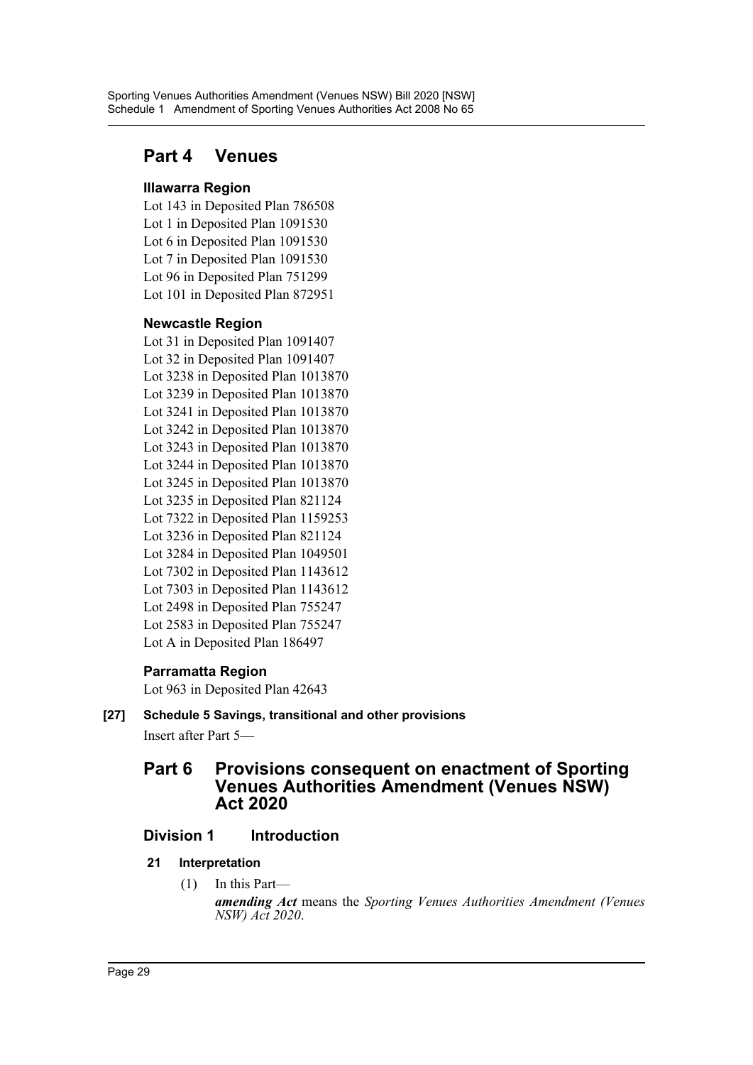# Part 4 Venues

### Illawarra Region

Lot 143 in Deposited Plan 786508
Lot 1 in Deposited Plan 1091530
Lot 6 in Deposited Plan 1091530
Lot 7 in Deposited Plan 1091530
Lot 96 in Deposited Plan 751299
Lot 101 in Deposited Plan 872951

### Newcastle Region

Lot 31 in Deposited Plan 1091407
Lot 32 in Deposited Plan 1091407
Lot 3238 in Deposited Plan 1013870
Lot 3239 in Deposited Plan 1013870
Lot 3241 in Deposited Plan 1013870
Lot 3242 in Deposited Plan 1013870
Lot 3243 in Deposited Plan 1013870
Lot 3244 in Deposited Plan 1013870
Lot 3245 in Deposited Plan 1013870
Lot 3235 in Deposited Plan 821124
Lot 7322 in Deposited Plan 1159253
Lot 3236 in Deposited Plan 821124
Lot 3284 in Deposited Plan 1049501
Lot 7302 in Deposited Plan 1143612
Lot 7303 in Deposited Plan 1143612
Lot 2498 in Deposited Plan 755247
Lot 2583 in Deposited Plan 755247
Lot A in Deposited Plan 186497

### Parramatta Region

Lot 963 in Deposited Plan 42643

**[27] Schedule 5 Savings, transitional and other provisions**

Insert after Part 5—

# Part 6 Provisions consequent on enactment of Sporting Venues Authorities Amendment (Venues NSW) Act 2020

## Division 1 Introduction

**21 Interpretation**

(1) In this Part—

***amending Act*** means the *Sporting Venues Authorities Amendment (Venues NSW) Act 2020*.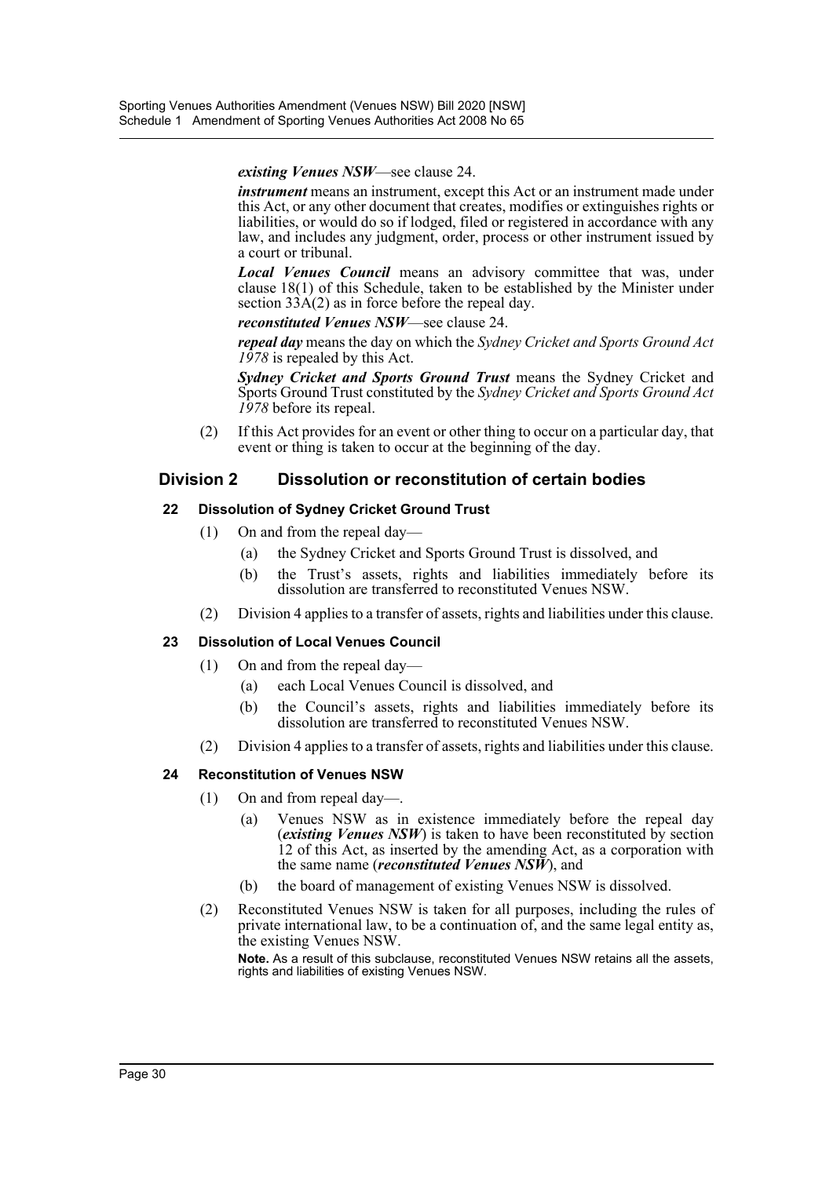***existing Venues NSW***—see clause 24.

***instrument*** means an instrument, except this Act or an instrument made under this Act, or any other document that creates, modifies or extinguishes rights or liabilities, or would do so if lodged, filed or registered in accordance with any law, and includes any judgment, order, process or other instrument issued by a court or tribunal.

***Local Venues Council*** means an advisory committee that was, under clause 18(1) of this Schedule, taken to be established by the Minister under section 33A(2) as in force before the repeal day.

***reconstituted Venues NSW***—see clause 24.

***repeal day*** means the day on which the *Sydney Cricket and Sports Ground Act 1978* is repealed by this Act.

***Sydney Cricket and Sports Ground Trust*** means the Sydney Cricket and Sports Ground Trust constituted by the *Sydney Cricket and Sports Ground Act 1978* before its repeal.

(2) If this Act provides for an event or other thing to occur on a particular day, that event or thing is taken to occur at the beginning of the day.

## Division 2 Dissolution or reconstitution of certain bodies

### 22 Dissolution of Sydney Cricket Ground Trust

(1) On and from the repeal day—

(a) the Sydney Cricket and Sports Ground Trust is dissolved, and

(b) the Trust's assets, rights and liabilities immediately before its dissolution are transferred to reconstituted Venues NSW.

(2) Division 4 applies to a transfer of assets, rights and liabilities under this clause.

### 23 Dissolution of Local Venues Council

(1) On and from the repeal day—

(a) each Local Venues Council is dissolved, and

(b) the Council's assets, rights and liabilities immediately before its dissolution are transferred to reconstituted Venues NSW.

(2) Division 4 applies to a transfer of assets, rights and liabilities under this clause.

### 24 Reconstitution of Venues NSW

(1) On and from repeal day—.

(a) Venues NSW as in existence immediately before the repeal day (***existing Venues NSW***) is taken to have been reconstituted by section 12 of this Act, as inserted by the amending Act, as a corporation with the same name (***reconstituted Venues NSW***), and

(b) the board of management of existing Venues NSW is dissolved.

(2) Reconstituted Venues NSW is taken for all purposes, including the rules of private international law, to be a continuation of, and the same legal entity as, the existing Venues NSW.

**Note.** As a result of this subclause, reconstituted Venues NSW retains all the assets, rights and liabilities of existing Venues NSW.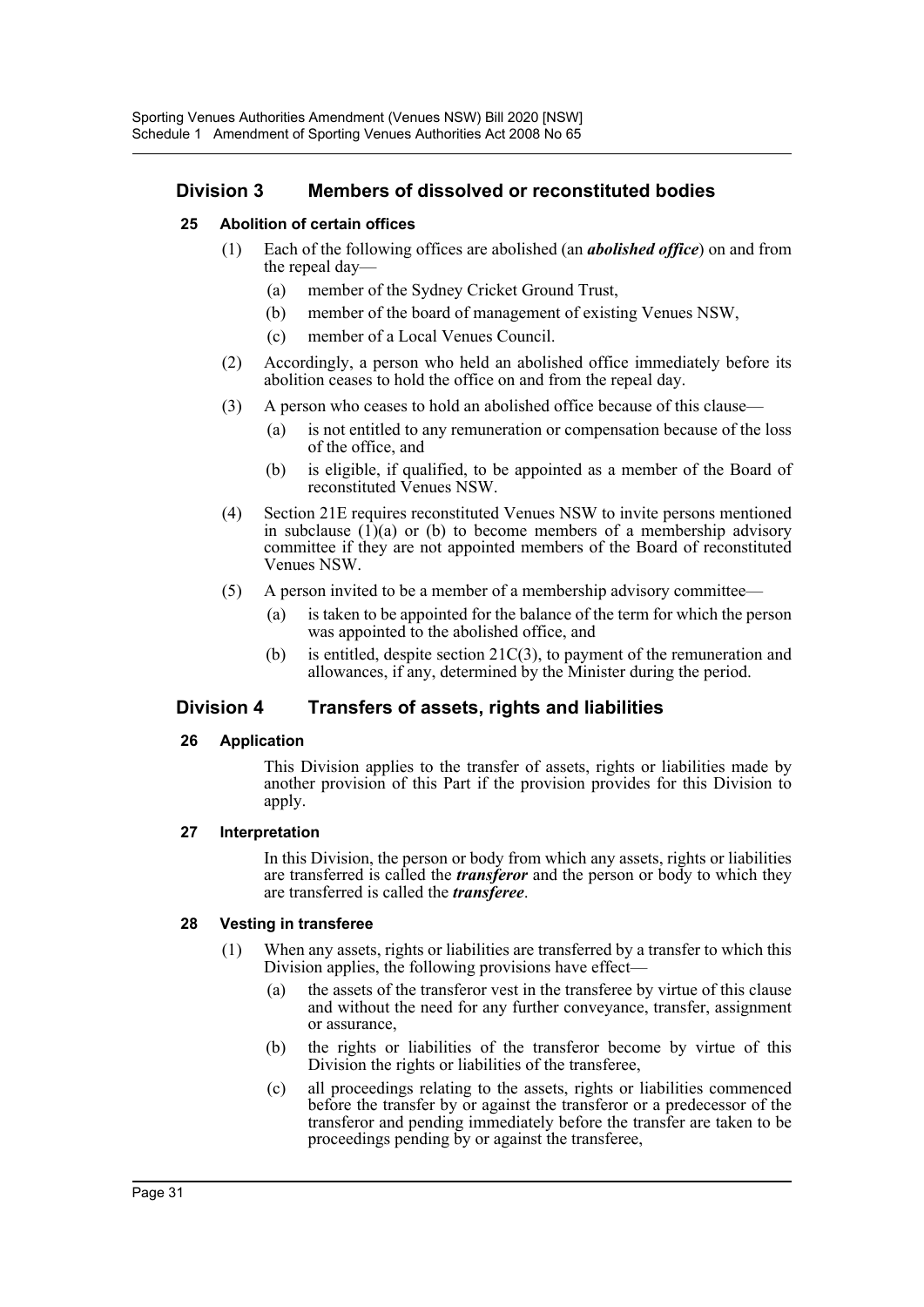## Division 3 Members of dissolved or reconstituted bodies

### 25 Abolition of certain offices

(1) Each of the following offices are abolished (an ***abolished office***) on and from the repeal day—

- (a) member of the Sydney Cricket Ground Trust,
- (b) member of the board of management of existing Venues NSW,
- (c) member of a Local Venues Council.

(2) Accordingly, a person who held an abolished office immediately before its abolition ceases to hold the office on and from the repeal day.

(3) A person who ceases to hold an abolished office because of this clause—

- (a) is not entitled to any remuneration or compensation because of the loss of the office, and
- (b) is eligible, if qualified, to be appointed as a member of the Board of reconstituted Venues NSW.

(4) Section 21E requires reconstituted Venues NSW to invite persons mentioned in subclause (1)(a) or (b) to become members of a membership advisory committee if they are not appointed members of the Board of reconstituted Venues NSW.

(5) A person invited to be a member of a membership advisory committee—

- (a) is taken to be appointed for the balance of the term for which the person was appointed to the abolished office, and
- (b) is entitled, despite section 21C(3), to payment of the remuneration and allowances, if any, determined by the Minister during the period.

## Division 4 Transfers of assets, rights and liabilities

### 26 Application

This Division applies to the transfer of assets, rights or liabilities made by another provision of this Part if the provision provides for this Division to apply.

### 27 Interpretation

In this Division, the person or body from which any assets, rights or liabilities are transferred is called the ***transferor*** and the person or body to which they are transferred is called the ***transferee***.

### 28 Vesting in transferee

(1) When any assets, rights or liabilities are transferred by a transfer to which this Division applies, the following provisions have effect—

- (a) the assets of the transferor vest in the transferee by virtue of this clause and without the need for any further conveyance, transfer, assignment or assurance,
- (b) the rights or liabilities of the transferor become by virtue of this Division the rights or liabilities of the transferee,
- (c) all proceedings relating to the assets, rights or liabilities commenced before the transfer by or against the transferor or a predecessor of the transferor and pending immediately before the transfer are taken to be proceedings pending by or against the transferee,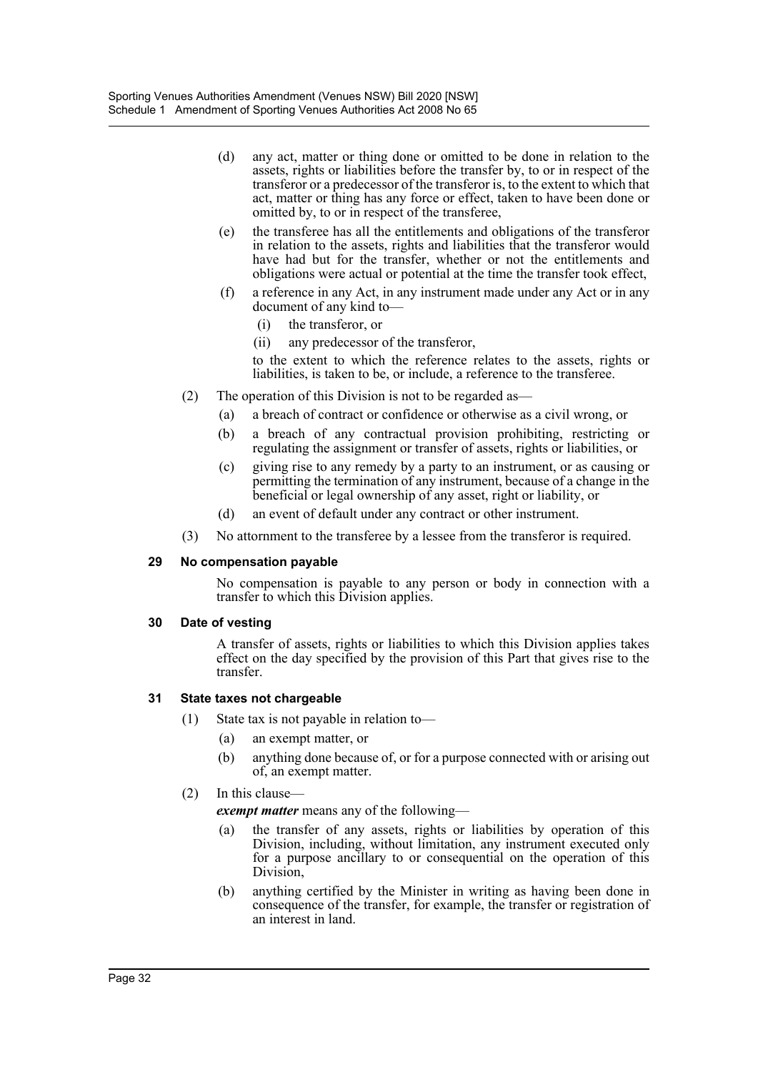(d) any act, matter or thing done or omitted to be done in relation to the assets, rights or liabilities before the transfer by, to or in respect of the transferor or a predecessor of the transferor is, to the extent to which that act, matter or thing has any force or effect, taken to have been done or omitted by, to or in respect of the transferee,

(e) the transferee has all the entitlements and obligations of the transferor in relation to the assets, rights and liabilities that the transferor would have had but for the transfer, whether or not the entitlements and obligations were actual or potential at the time the transfer took effect,

(f) a reference in any Act, in any instrument made under any Act or in any document of any kind to—

(i) the transferor, or

(ii) any predecessor of the transferor,

to the extent to which the reference relates to the assets, rights or liabilities, is taken to be, or include, a reference to the transferee.

(2) The operation of this Division is not to be regarded as—

(a) a breach of contract or confidence or otherwise as a civil wrong, or

(b) a breach of any contractual provision prohibiting, restricting or regulating the assignment or transfer of assets, rights or liabilities, or

(c) giving rise to any remedy by a party to an instrument, or as causing or permitting the termination of any instrument, because of a change in the beneficial or legal ownership of any asset, right or liability, or

(d) an event of default under any contract or other instrument.

(3) No attornment to the transferee by a lessee from the transferor is required.

**29 No compensation payable**

No compensation is payable to any person or body in connection with a transfer to which this Division applies.

**30 Date of vesting**

A transfer of assets, rights or liabilities to which this Division applies takes effect on the day specified by the provision of this Part that gives rise to the transfer.

**31 State taxes not chargeable**

(1) State tax is not payable in relation to—

(a) an exempt matter, or

(b) anything done because of, or for a purpose connected with or arising out of, an exempt matter.

(2) In this clause—

***exempt matter*** means any of the following—

(a) the transfer of any assets, rights or liabilities by operation of this Division, including, without limitation, any instrument executed only for a purpose ancillary to or consequential on the operation of this Division,

(b) anything certified by the Minister in writing as having been done in consequence of the transfer, for example, the transfer or registration of an interest in land.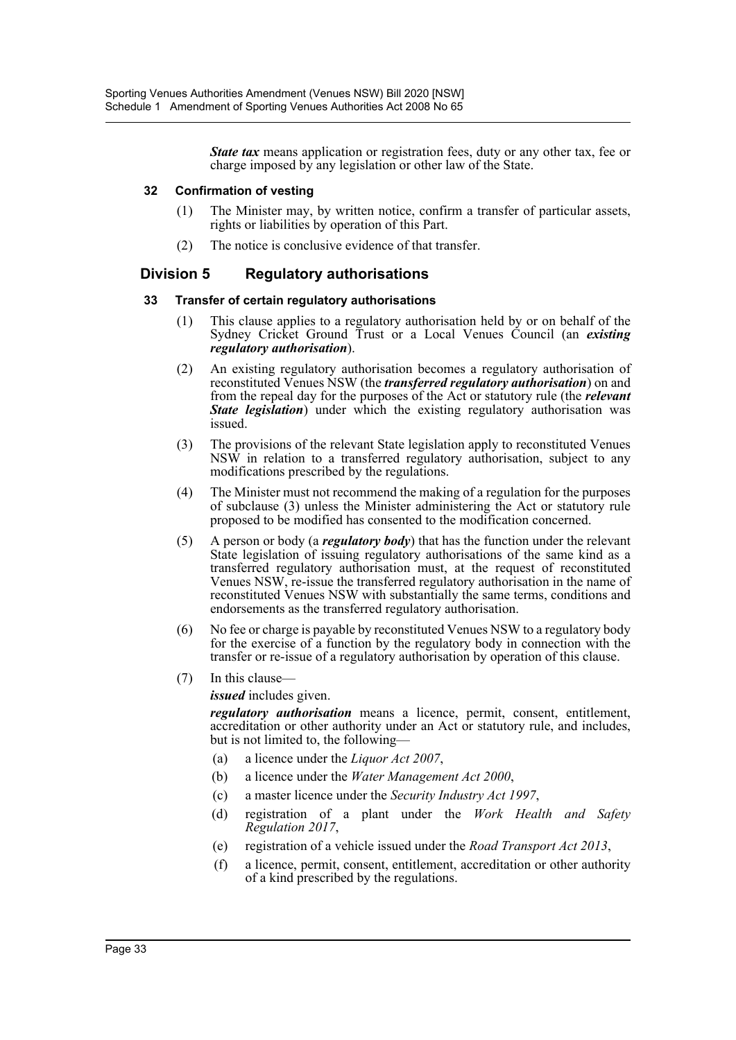***State tax*** means application or registration fees, duty or any other tax, fee or charge imposed by any legislation or other law of the State.

#### 32 Confirmation of vesting

(1) The Minister may, by written notice, confirm a transfer of particular assets, rights or liabilities by operation of this Part.

(2) The notice is conclusive evidence of that transfer.

### Division 5 Regulatory authorisations

#### 33 Transfer of certain regulatory authorisations

(1) This clause applies to a regulatory authorisation held by or on behalf of the Sydney Cricket Ground Trust or a Local Venues Council (an ***existing regulatory authorisation***).

(2) An existing regulatory authorisation becomes a regulatory authorisation of reconstituted Venues NSW (the ***transferred regulatory authorisation***) on and from the repeal day for the purposes of the Act or statutory rule (the ***relevant State legislation***) under which the existing regulatory authorisation was issued.

(3) The provisions of the relevant State legislation apply to reconstituted Venues NSW in relation to a transferred regulatory authorisation, subject to any modifications prescribed by the regulations.

(4) The Minister must not recommend the making of a regulation for the purposes of subclause (3) unless the Minister administering the Act or statutory rule proposed to be modified has consented to the modification concerned.

(5) A person or body (a ***regulatory body***) that has the function under the relevant State legislation of issuing regulatory authorisations of the same kind as a transferred regulatory authorisation must, at the request of reconstituted Venues NSW, re-issue the transferred regulatory authorisation in the name of reconstituted Venues NSW with substantially the same terms, conditions and endorsements as the transferred regulatory authorisation.

(6) No fee or charge is payable by reconstituted Venues NSW to a regulatory body for the exercise of a function by the regulatory body in connection with the transfer or re-issue of a regulatory authorisation by operation of this clause.

(7) In this clause—

***issued*** includes given.

***regulatory authorisation*** means a licence, permit, consent, entitlement, accreditation or other authority under an Act or statutory rule, and includes, but is not limited to, the following—

- (a) a licence under the *Liquor Act 2007*,
- (b) a licence under the *Water Management Act 2000*,
- (c) a master licence under the *Security Industry Act 1997*,
- (d) registration of a plant under the *Work Health and Safety Regulation 2017*,
- (e) registration of a vehicle issued under the *Road Transport Act 2013*,
- (f) a licence, permit, consent, entitlement, accreditation or other authority of a kind prescribed by the regulations.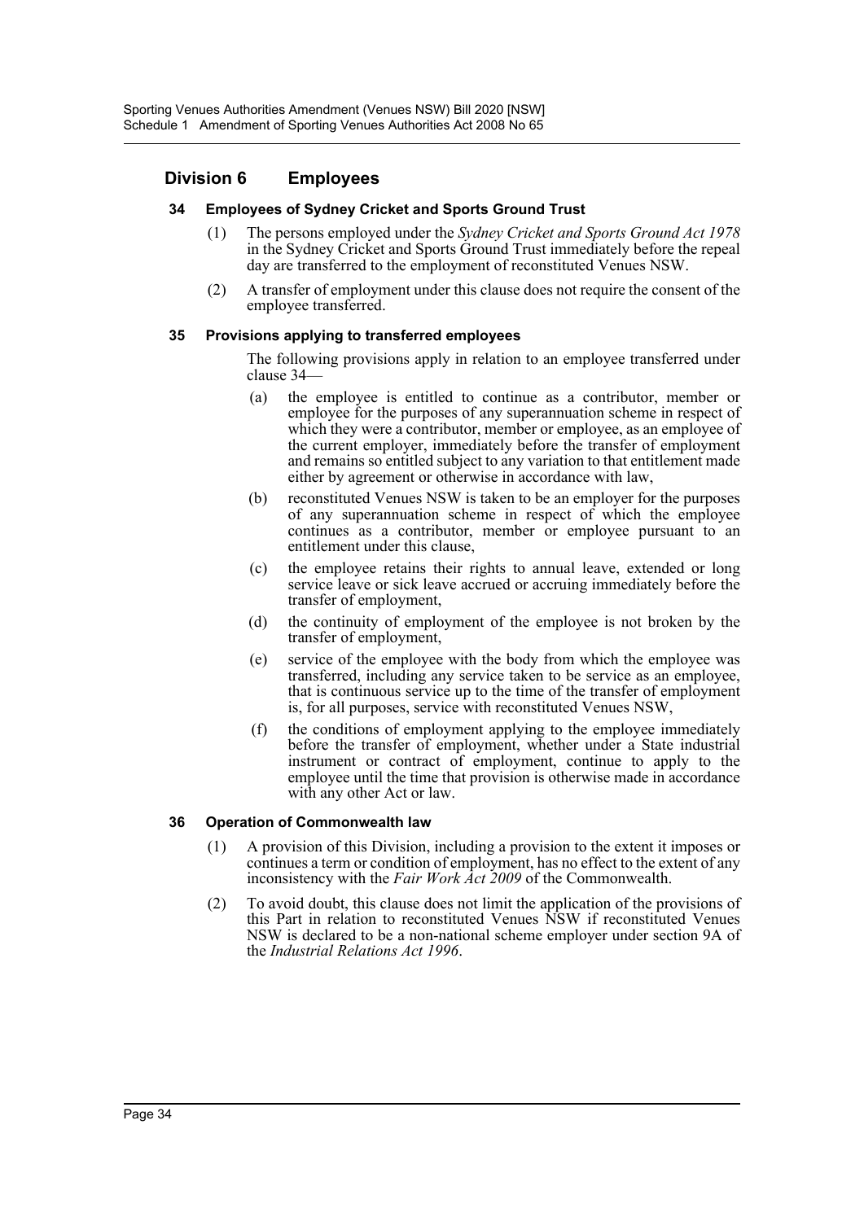## Division 6 Employees

### 34 Employees of Sydney Cricket and Sports Ground Trust

(1) The persons employed under the *Sydney Cricket and Sports Ground Act 1978* in the Sydney Cricket and Sports Ground Trust immediately before the repeal day are transferred to the employment of reconstituted Venues NSW.

(2) A transfer of employment under this clause does not require the consent of the employee transferred.

### 35 Provisions applying to transferred employees

The following provisions apply in relation to an employee transferred under clause 34—

(a) the employee is entitled to continue as a contributor, member or employee for the purposes of any superannuation scheme in respect of which they were a contributor, member or employee, as an employee of the current employer, immediately before the transfer of employment and remains so entitled subject to any variation to that entitlement made either by agreement or otherwise in accordance with law,

(b) reconstituted Venues NSW is taken to be an employer for the purposes of any superannuation scheme in respect of which the employee continues as a contributor, member or employee pursuant to an entitlement under this clause,

(c) the employee retains their rights to annual leave, extended or long service leave or sick leave accrued or accruing immediately before the transfer of employment,

(d) the continuity of employment of the employee is not broken by the transfer of employment,

(e) service of the employee with the body from which the employee was transferred, including any service taken to be service as an employee, that is continuous service up to the time of the transfer of employment is, for all purposes, service with reconstituted Venues NSW,

(f) the conditions of employment applying to the employee immediately before the transfer of employment, whether under a State industrial instrument or contract of employment, continue to apply to the employee until the time that provision is otherwise made in accordance with any other Act or law.

### 36 Operation of Commonwealth law

(1) A provision of this Division, including a provision to the extent it imposes or continues a term or condition of employment, has no effect to the extent of any inconsistency with the *Fair Work Act 2009* of the Commonwealth.

(2) To avoid doubt, this clause does not limit the application of the provisions of this Part in relation to reconstituted Venues NSW if reconstituted Venues NSW is declared to be a non-national scheme employer under section 9A of the *Industrial Relations Act 1996*.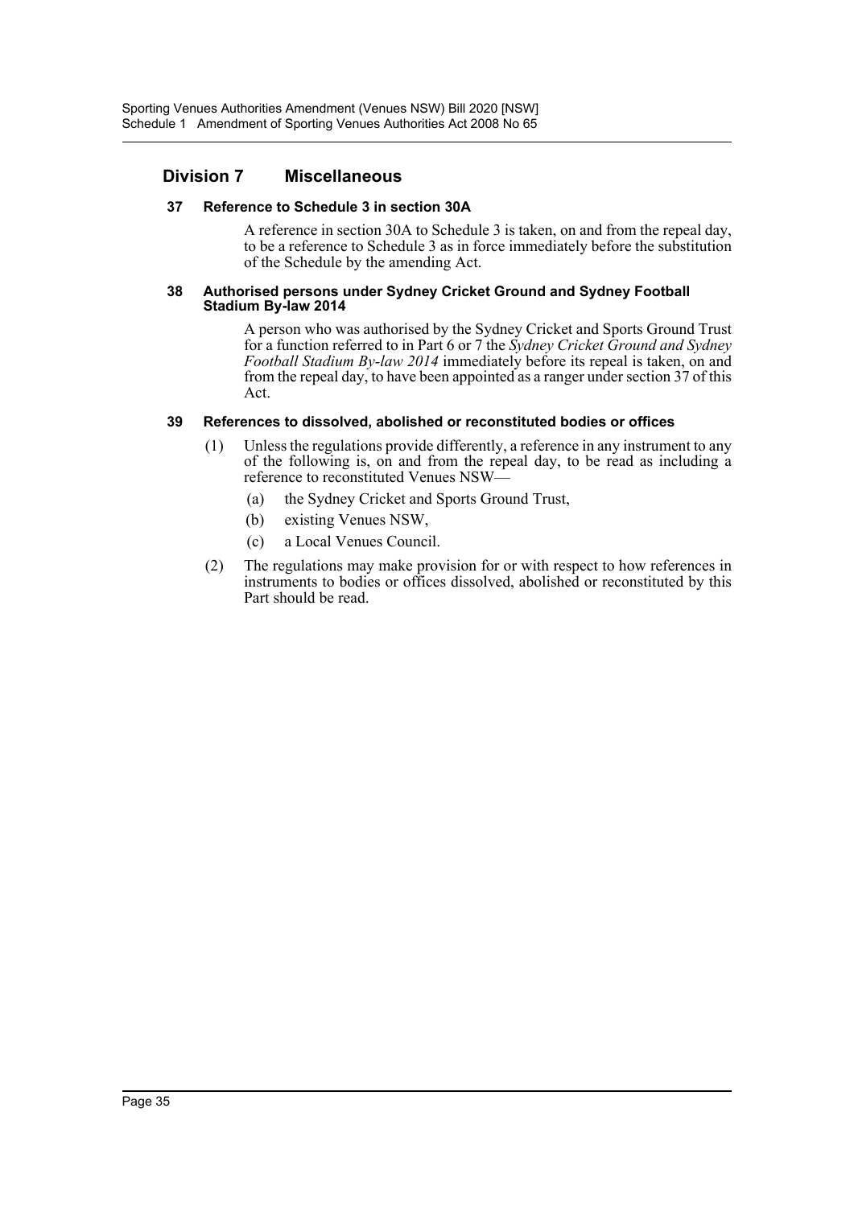## Division 7 Miscellaneous

### 37 Reference to Schedule 3 in section 30A

A reference in section 30A to Schedule 3 is taken, on and from the repeal day, to be a reference to Schedule 3 as in force immediately before the substitution of the Schedule by the amending Act.

### 38 Authorised persons under Sydney Cricket Ground and Sydney Football Stadium By-law 2014

A person who was authorised by the Sydney Cricket and Sports Ground Trust for a function referred to in Part 6 or 7 the *Sydney Cricket Ground and Sydney Football Stadium By-law 2014* immediately before its repeal is taken, on and from the repeal day, to have been appointed as a ranger under section 37 of this Act.

### 39 References to dissolved, abolished or reconstituted bodies or offices

(1) Unless the regulations provide differently, a reference in any instrument to any of the following is, on and from the repeal day, to be read as including a reference to reconstituted Venues NSW—

- (a) the Sydney Cricket and Sports Ground Trust,
- (b) existing Venues NSW,
- (c) a Local Venues Council.

(2) The regulations may make provision for or with respect to how references in instruments to bodies or offices dissolved, abolished or reconstituted by this Part should be read.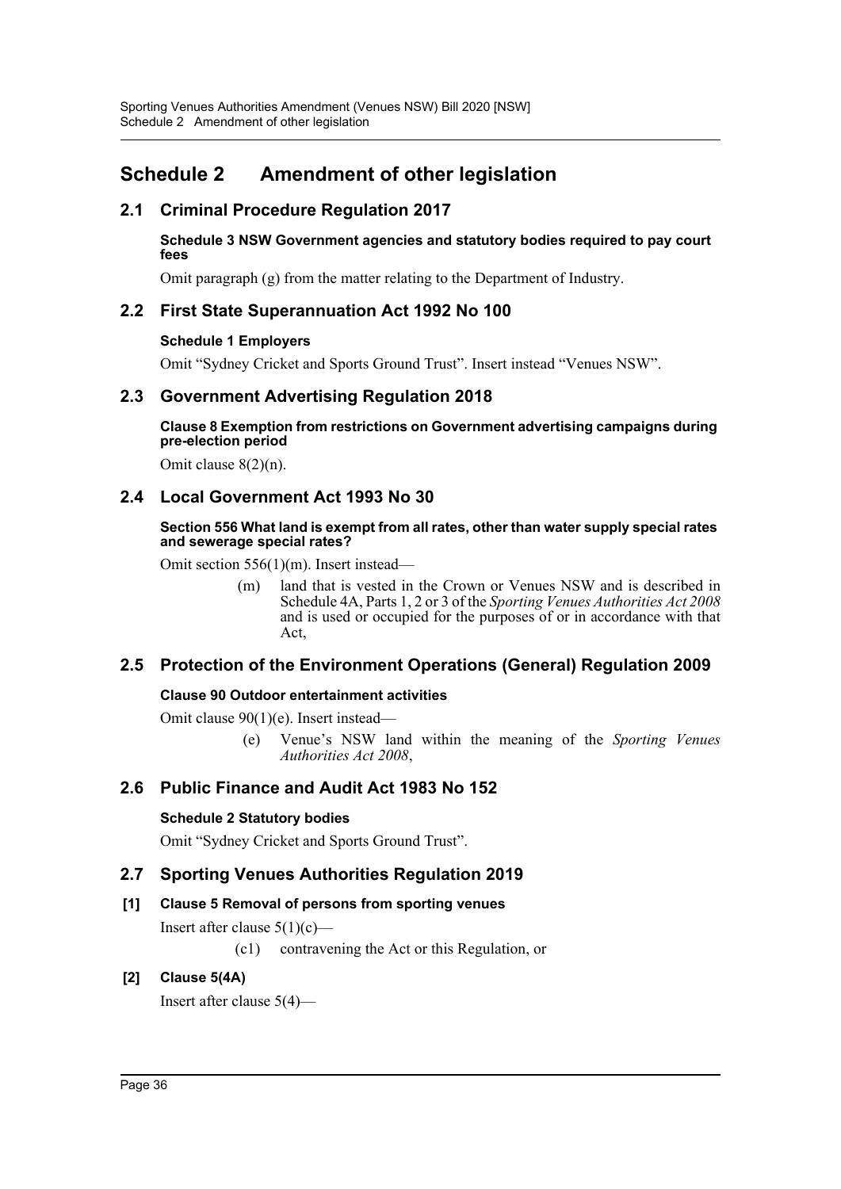# Schedule 2 Amendment of other legislation

## 2.1 Criminal Procedure Regulation 2017

**Schedule 3 NSW Government agencies and statutory bodies required to pay court fees**

Omit paragraph (g) from the matter relating to the Department of Industry.

## 2.2 First State Superannuation Act 1992 No 100

**Schedule 1 Employers**

Omit "Sydney Cricket and Sports Ground Trust". Insert instead "Venues NSW".

## 2.3 Government Advertising Regulation 2018

**Clause 8 Exemption from restrictions on Government advertising campaigns during pre-election period**

Omit clause 8(2)(n).

## 2.4 Local Government Act 1993 No 30

**Section 556 What land is exempt from all rates, other than water supply special rates and sewerage special rates?**

Omit section 556(1)(m). Insert instead—

> (m) land that is vested in the Crown or Venues NSW and is described in Schedule 4A, Parts 1, 2 or 3 of the *Sporting Venues Authorities Act 2008* and is used or occupied for the purposes of or in accordance with that Act,

## 2.5 Protection of the Environment Operations (General) Regulation 2009

**Clause 90 Outdoor entertainment activities**

Omit clause 90(1)(e). Insert instead—

> (e) Venue's NSW land within the meaning of the *Sporting Venues Authorities Act 2008*,

## 2.6 Public Finance and Audit Act 1983 No 152

**Schedule 2 Statutory bodies**

Omit "Sydney Cricket and Sports Ground Trust".

## 2.7 Sporting Venues Authorities Regulation 2019

**[1] Clause 5 Removal of persons from sporting venues**

Insert after clause 5(1)(c)—

> (c1) contravening the Act or this Regulation, or

**[2] Clause 5(4A)**

Insert after clause 5(4)—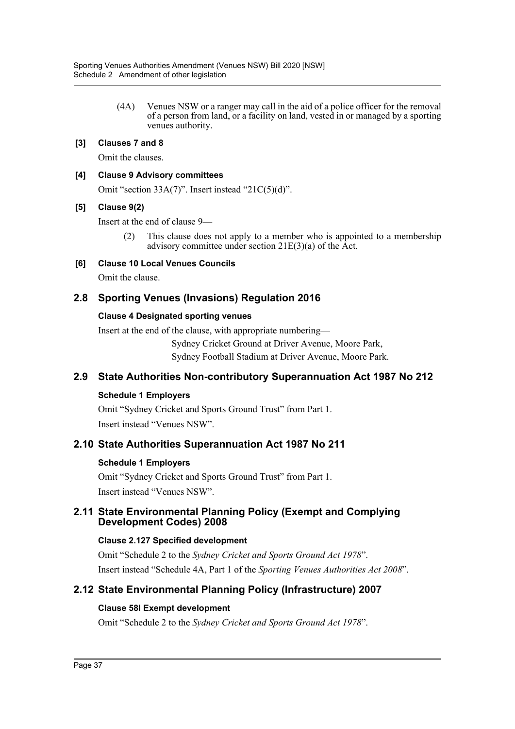(4A) Venues NSW or a ranger may call in the aid of a police officer for the removal of a person from land, or a facility on land, vested in or managed by a sporting venues authority.

**[3] Clauses 7 and 8**

Omit the clauses.

**[4] Clause 9 Advisory committees**

Omit "section 33A(7)". Insert instead "21C(5)(d)".

**[5] Clause 9(2)**

Insert at the end of clause 9—

(2) This clause does not apply to a member who is appointed to a membership advisory committee under section 21E(3)(a) of the Act.

**[6] Clause 10 Local Venues Councils**

Omit the clause.

## 2.8 Sporting Venues (Invasions) Regulation 2016

**Clause 4 Designated sporting venues**

Insert at the end of the clause, with appropriate numbering—

Sydney Cricket Ground at Driver Avenue, Moore Park,

Sydney Football Stadium at Driver Avenue, Moore Park.

## 2.9 State Authorities Non-contributory Superannuation Act 1987 No 212

**Schedule 1 Employers**

Omit "Sydney Cricket and Sports Ground Trust" from Part 1.

Insert instead "Venues NSW".

## 2.10 State Authorities Superannuation Act 1987 No 211

**Schedule 1 Employers**

Omit "Sydney Cricket and Sports Ground Trust" from Part 1.

Insert instead "Venues NSW".

## 2.11 State Environmental Planning Policy (Exempt and Complying Development Codes) 2008

**Clause 2.127 Specified development**

Omit "Schedule 2 to the *Sydney Cricket and Sports Ground Act 1978*".

Insert instead "Schedule 4A, Part 1 of the *Sporting Venues Authorities Act 2008*".

## 2.12 State Environmental Planning Policy (Infrastructure) 2007

**Clause 58I Exempt development**

Omit "Schedule 2 to the *Sydney Cricket and Sports Ground Act 1978*".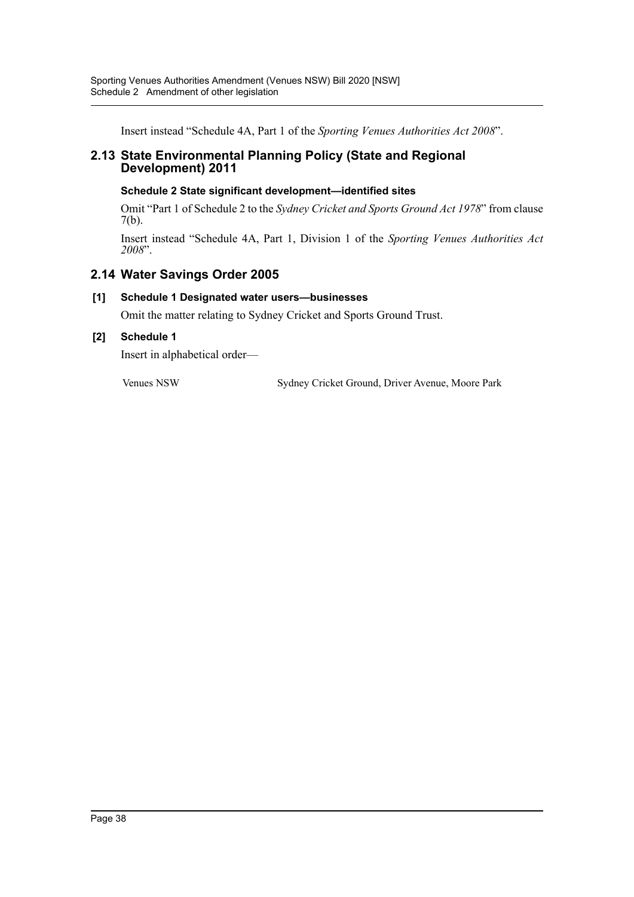Insert instead "Schedule 4A, Part 1 of the *Sporting Venues Authorities Act 2008*".

## 2.13 State Environmental Planning Policy (State and Regional Development) 2011

### Schedule 2 State significant development—identified sites

Omit "Part 1 of Schedule 2 to the *Sydney Cricket and Sports Ground Act 1978*" from clause 7(b).

Insert instead "Schedule 4A, Part 1, Division 1 of the *Sporting Venues Authorities Act 2008*".

## 2.14 Water Savings Order 2005

### [1] Schedule 1 Designated water users—businesses

Omit the matter relating to Sydney Cricket and Sports Ground Trust.

### [2] Schedule 1

Insert in alphabetical order—

| | |
|---|---|
| Venues NSW | Sydney Cricket Ground, Driver Avenue, Moore Park |